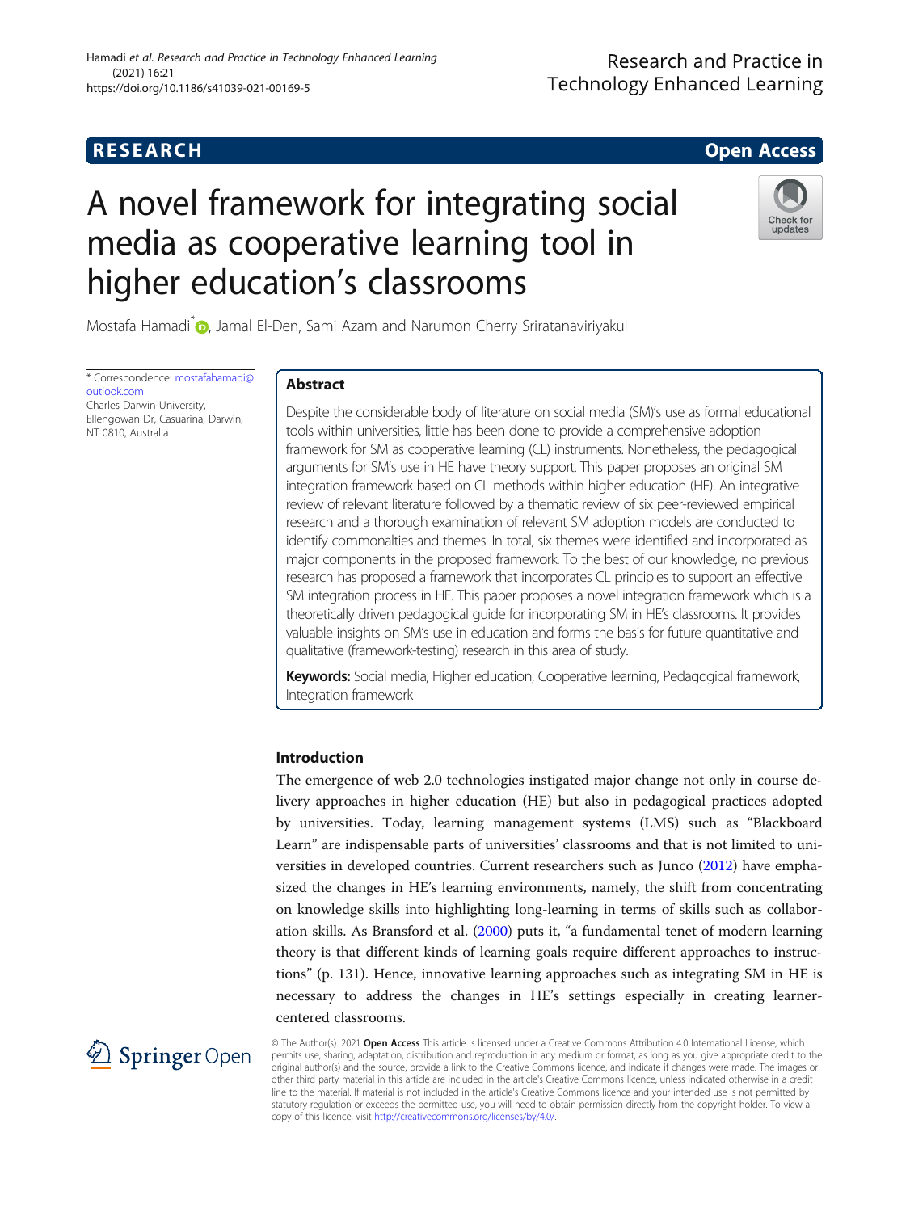RESEARCH

Open Access

# A novel framework for integrating social media as cooperative learning tool in higher education's classrooms

Mostafa Hamadi*, Jamal El-Den, Sami Azam and Narumon Cherry Sriratanaviriyakul

\* Correspondence: mostafahamadi@outlook.com
Charles Darwin University, Ellengowan Dr, Casuarina, Darwin, NT 0810, Australia

## Abstract

Despite the considerable body of literature on social media (SM)'s use as formal educational tools within universities, little has been done to provide a comprehensive adoption framework for SM as cooperative learning (CL) instruments. Nonetheless, the pedagogical arguments for SM's use in HE have theory support. This paper proposes an original SM integration framework based on CL methods within higher education (HE). An integrative review of relevant literature followed by a thematic review of six peer-reviewed empirical research and a thorough examination of relevant SM adoption models are conducted to identify commonalties and themes. In total, six themes were identified and incorporated as major components in the proposed framework. To the best of our knowledge, no previous research has proposed a framework that incorporates CL principles to support an effective SM integration process in HE. This paper proposes a novel integration framework which is a theoretically driven pedagogical guide for incorporating SM in HE's classrooms. It provides valuable insights on SM's use in education and forms the basis for future quantitative and qualitative (framework-testing) research in this area of study.

**Keywords:** Social media, Higher education, Cooperative learning, Pedagogical framework, Integration framework

## Introduction

The emergence of web 2.0 technologies instigated major change not only in course delivery approaches in higher education (HE) but also in pedagogical practices adopted by universities. Today, learning management systems (LMS) such as "Blackboard Learn" are indispensable parts of universities' classrooms and that is not limited to universities in developed countries. Current researchers such as Junco (2012) have emphasized the changes in HE's learning environments, namely, the shift from concentrating on knowledge skills into highlighting long-learning in terms of skills such as collaboration skills. As Bransford et al. (2000) puts it, "a fundamental tenet of modern learning theory is that different kinds of learning goals require different approaches to instructions" (p. 131). Hence, innovative learning approaches such as integrating SM in HE is necessary to address the changes in HE's settings especially in creating learner-centered classrooms.

© The Author(s). 2021 **Open Access** This article is licensed under a Creative Commons Attribution 4.0 International License, which permits use, sharing, adaptation, distribution and reproduction in any medium or format, as long as you give appropriate credit to the original author(s) and the source, provide a link to the Creative Commons licence, and indicate if changes were made. The images or other third party material in this article are included in the article's Creative Commons licence, unless indicated otherwise in a credit line to the material. If material is not included in the article's Creative Commons licence and your intended use is not permitted by statutory regulation or exceeds the permitted use, you will need to obtain permission directly from the copyright holder. To view a copy of this licence, visit http://creativecommons.org/licenses/by/4.0/.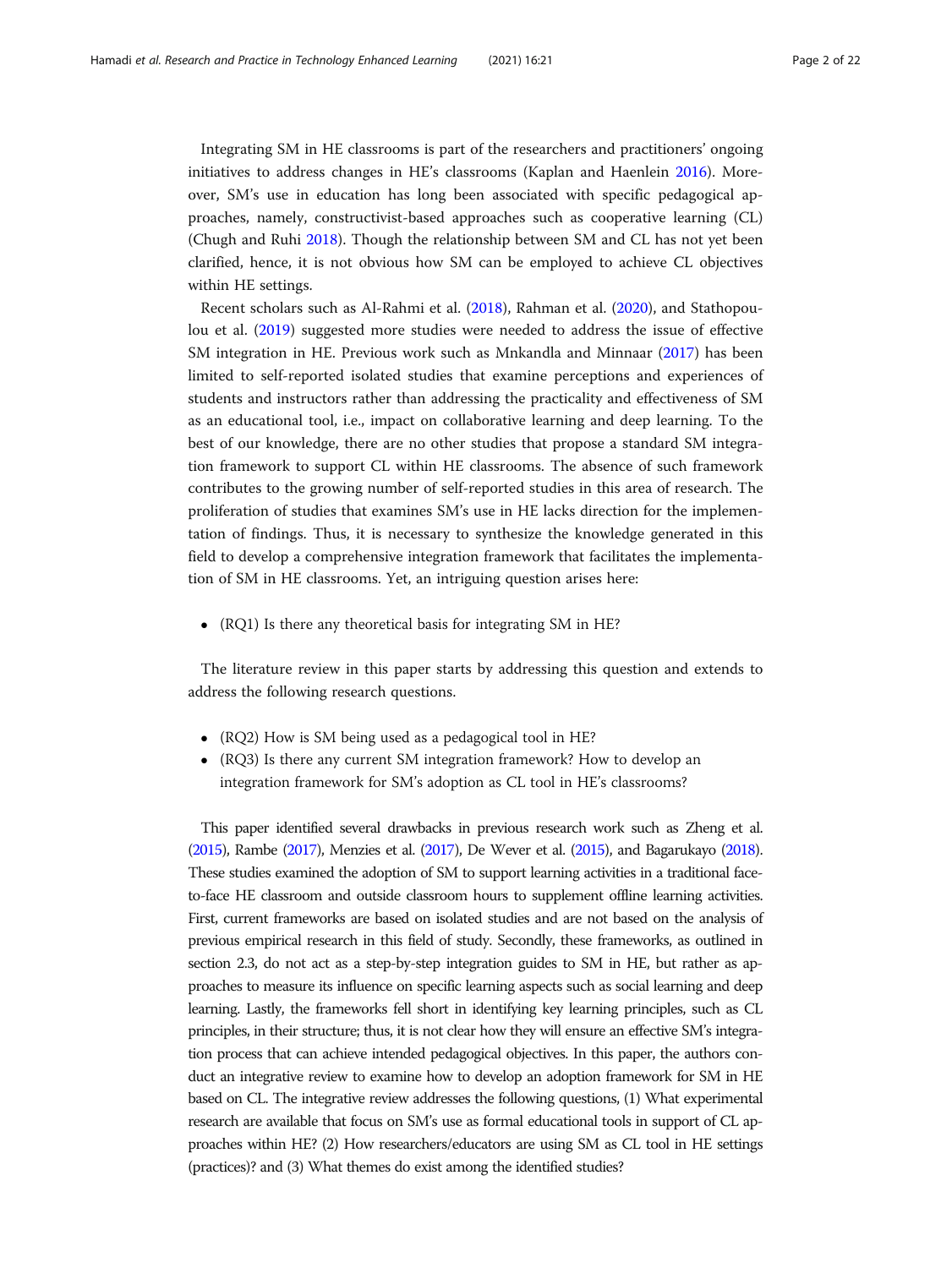Integrating SM in HE classrooms is part of the researchers and practitioners' ongoing initiatives to address changes in HE's classrooms (Kaplan and Haenlein 2016). Moreover, SM's use in education has long been associated with specific pedagogical approaches, namely, constructivist-based approaches such as cooperative learning (CL) (Chugh and Ruhi 2018). Though the relationship between SM and CL has not yet been clarified, hence, it is not obvious how SM can be employed to achieve CL objectives within HE settings.

Recent scholars such as Al-Rahmi et al. (2018), Rahman et al. (2020), and Stathopoulou et al. (2019) suggested more studies were needed to address the issue of effective SM integration in HE. Previous work such as Mnkandla and Minnaar (2017) has been limited to self-reported isolated studies that examine perceptions and experiences of students and instructors rather than addressing the practicality and effectiveness of SM as an educational tool, i.e., impact on collaborative learning and deep learning. To the best of our knowledge, there are no other studies that propose a standard SM integration framework to support CL within HE classrooms. The absence of such framework contributes to the growing number of self-reported studies in this area of research. The proliferation of studies that examines SM's use in HE lacks direction for the implementation of findings. Thus, it is necessary to synthesize the knowledge generated in this field to develop a comprehensive integration framework that facilitates the implementation of SM in HE classrooms. Yet, an intriguing question arises here:

- (RQ1) Is there any theoretical basis for integrating SM in HE?

The literature review in this paper starts by addressing this question and extends to address the following research questions.

- (RQ2) How is SM being used as a pedagogical tool in HE?
- (RQ3) Is there any current SM integration framework? How to develop an integration framework for SM's adoption as CL tool in HE's classrooms?

This paper identified several drawbacks in previous research work such as Zheng et al. (2015), Rambe (2017), Menzies et al. (2017), De Wever et al. (2015), and Bagarukayo (2018). These studies examined the adoption of SM to support learning activities in a traditional face-to-face HE classroom and outside classroom hours to supplement offline learning activities. First, current frameworks are based on isolated studies and are not based on the analysis of previous empirical research in this field of study. Secondly, these frameworks, as outlined in section 2.3, do not act as a step-by-step integration guides to SM in HE, but rather as approaches to measure its influence on specific learning aspects such as social learning and deep learning. Lastly, the frameworks fell short in identifying key learning principles, such as CL principles, in their structure; thus, it is not clear how they will ensure an effective SM's integration process that can achieve intended pedagogical objectives. In this paper, the authors conduct an integrative review to examine how to develop an adoption framework for SM in HE based on CL. The integrative review addresses the following questions, (1) What experimental research are available that focus on SM's use as formal educational tools in support of CL approaches within HE? (2) How researchers/educators are using SM as CL tool in HE settings (practices)? and (3) What themes do exist among the identified studies?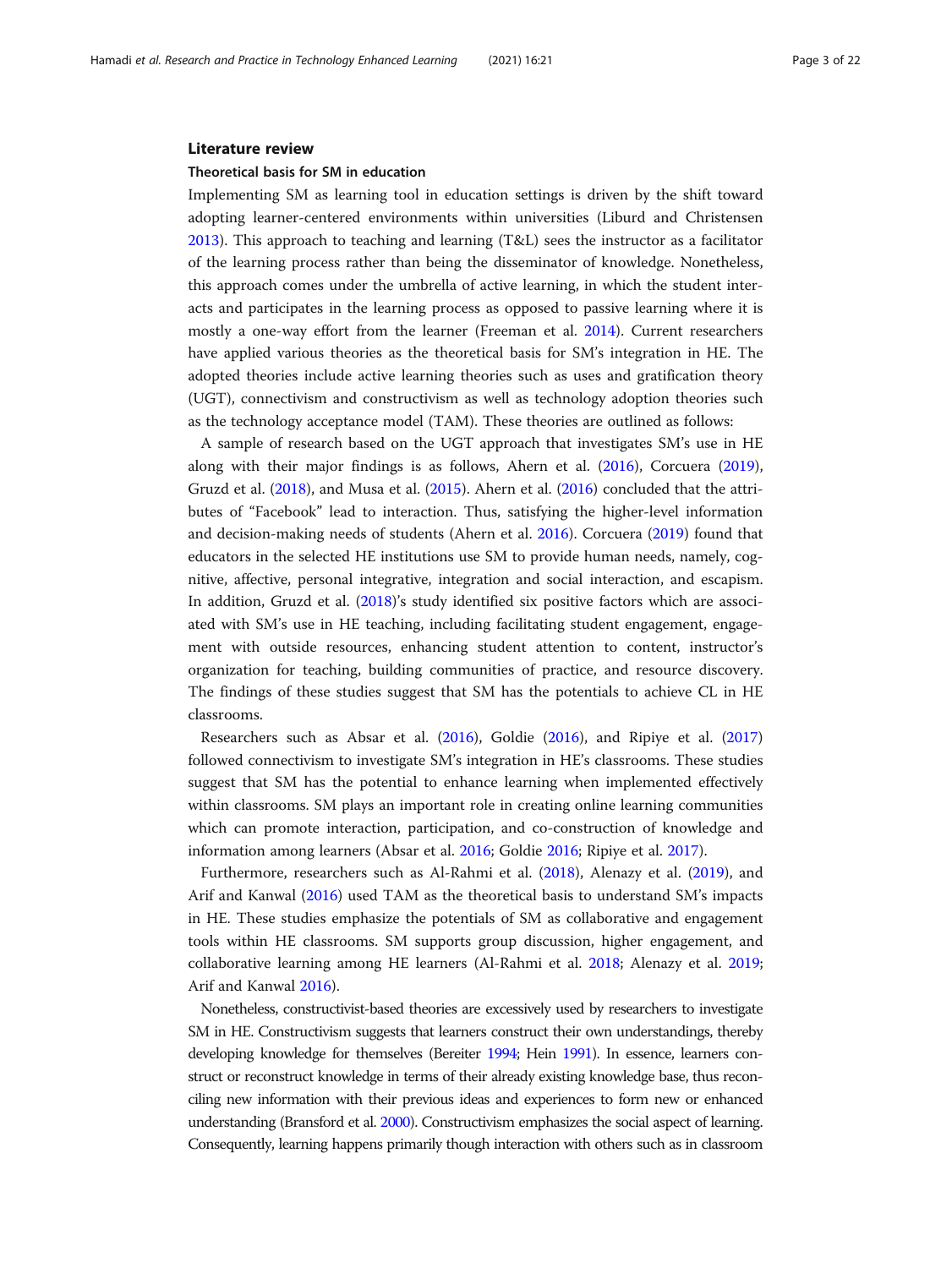## Literature review

### Theoretical basis for SM in education

Implementing SM as learning tool in education settings is driven by the shift toward adopting learner-centered environments within universities (Liburd and Christensen 2013). This approach to teaching and learning (T&L) sees the instructor as a facilitator of the learning process rather than being the disseminator of knowledge. Nonetheless, this approach comes under the umbrella of active learning, in which the student interacts and participates in the learning process as opposed to passive learning where it is mostly a one-way effort from the learner (Freeman et al. 2014). Current researchers have applied various theories as the theoretical basis for SM's integration in HE. The adopted theories include active learning theories such as uses and gratification theory (UGT), connectivism and constructivism as well as technology adoption theories such as the technology acceptance model (TAM). These theories are outlined as follows:

A sample of research based on the UGT approach that investigates SM's use in HE along with their major findings is as follows, Ahern et al. (2016), Corcuera (2019), Gruzd et al. (2018), and Musa et al. (2015). Ahern et al. (2016) concluded that the attributes of "Facebook" lead to interaction. Thus, satisfying the higher-level information and decision-making needs of students (Ahern et al. 2016). Corcuera (2019) found that educators in the selected HE institutions use SM to provide human needs, namely, cognitive, affective, personal integrative, integration and social interaction, and escapism. In addition, Gruzd et al. (2018)'s study identified six positive factors which are associated with SM's use in HE teaching, including facilitating student engagement, engagement with outside resources, enhancing student attention to content, instructor's organization for teaching, building communities of practice, and resource discovery. The findings of these studies suggest that SM has the potentials to achieve CL in HE classrooms.

Researchers such as Absar et al. (2016), Goldie (2016), and Ripiye et al. (2017) followed connectivism to investigate SM's integration in HE's classrooms. These studies suggest that SM has the potential to enhance learning when implemented effectively within classrooms. SM plays an important role in creating online learning communities which can promote interaction, participation, and co-construction of knowledge and information among learners (Absar et al. 2016; Goldie 2016; Ripiye et al. 2017).

Furthermore, researchers such as Al-Rahmi et al. (2018), Alenazy et al. (2019), and Arif and Kanwal (2016) used TAM as the theoretical basis to understand SM's impacts in HE. These studies emphasize the potentials of SM as collaborative and engagement tools within HE classrooms. SM supports group discussion, higher engagement, and collaborative learning among HE learners (Al-Rahmi et al. 2018; Alenazy et al. 2019; Arif and Kanwal 2016).

Nonetheless, constructivist-based theories are excessively used by researchers to investigate SM in HE. Constructivism suggests that learners construct their own understandings, thereby developing knowledge for themselves (Bereiter 1994; Hein 1991). In essence, learners construct or reconstruct knowledge in terms of their already existing knowledge base, thus reconciling new information with their previous ideas and experiences to form new or enhanced understanding (Bransford et al. 2000). Constructivism emphasizes the social aspect of learning. Consequently, learning happens primarily though interaction with others such as in classroom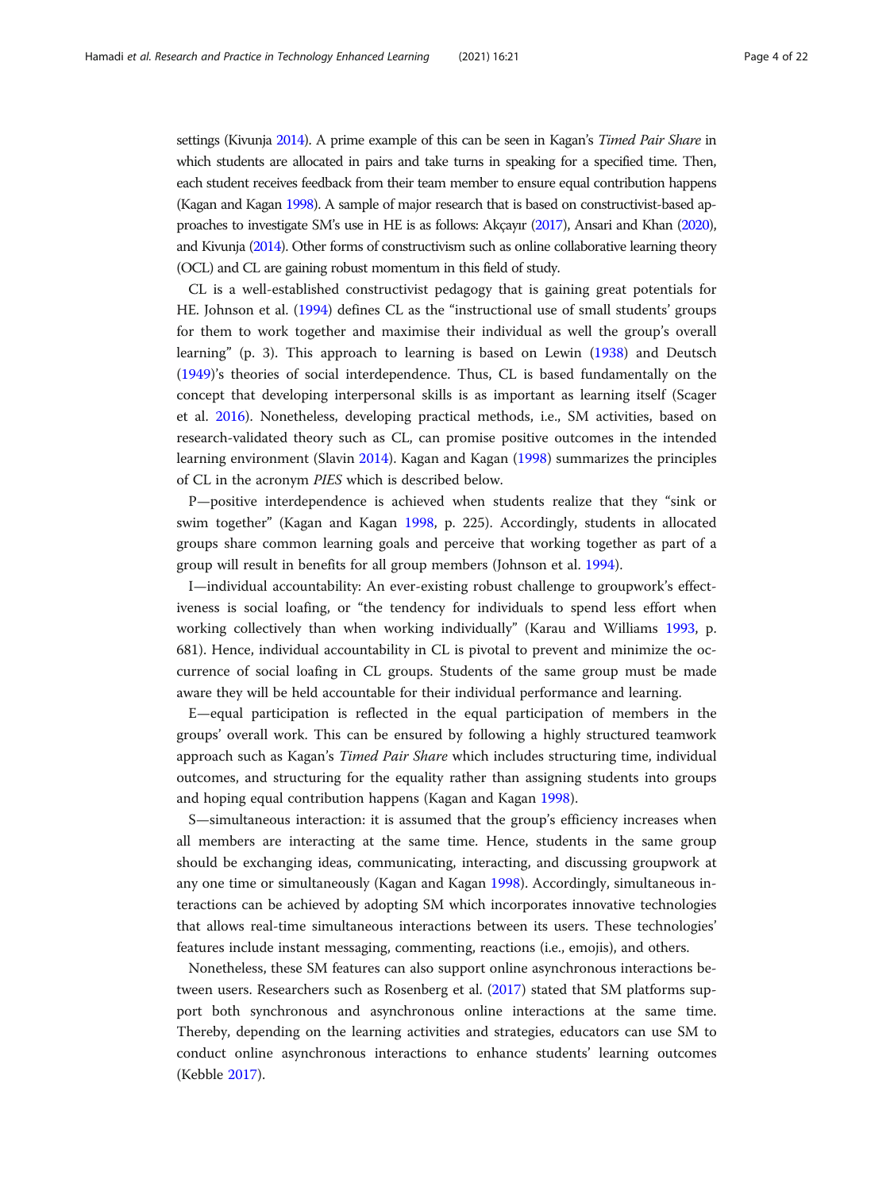settings (Kivunja 2014). A prime example of this can be seen in Kagan's *Timed Pair Share* in which students are allocated in pairs and take turns in speaking for a specified time. Then, each student receives feedback from their team member to ensure equal contribution happens (Kagan and Kagan 1998). A sample of major research that is based on constructivist-based approaches to investigate SM's use in HE is as follows: Akçayır (2017), Ansari and Khan (2020), and Kivunja (2014). Other forms of constructivism such as online collaborative learning theory (OCL) and CL are gaining robust momentum in this field of study.

CL is a well-established constructivist pedagogy that is gaining great potentials for HE. Johnson et al. (1994) defines CL as the "instructional use of small students' groups for them to work together and maximise their individual as well the group's overall learning" (p. 3). This approach to learning is based on Lewin (1938) and Deutsch (1949)'s theories of social interdependence. Thus, CL is based fundamentally on the concept that developing interpersonal skills is as important as learning itself (Scager et al. 2016). Nonetheless, developing practical methods, i.e., SM activities, based on research-validated theory such as CL, can promise positive outcomes in the intended learning environment (Slavin 2014). Kagan and Kagan (1998) summarizes the principles of CL in the acronym *PIES* which is described below.

P—positive interdependence is achieved when students realize that they "sink or swim together" (Kagan and Kagan 1998, p. 225). Accordingly, students in allocated groups share common learning goals and perceive that working together as part of a group will result in benefits for all group members (Johnson et al. 1994).

I—individual accountability: An ever-existing robust challenge to groupwork's effectiveness is social loafing, or "the tendency for individuals to spend less effort when working collectively than when working individually" (Karau and Williams 1993, p. 681). Hence, individual accountability in CL is pivotal to prevent and minimize the occurrence of social loafing in CL groups. Students of the same group must be made aware they will be held accountable for their individual performance and learning.

E—equal participation is reflected in the equal participation of members in the groups' overall work. This can be ensured by following a highly structured teamwork approach such as Kagan's *Timed Pair Share* which includes structuring time, individual outcomes, and structuring for the equality rather than assigning students into groups and hoping equal contribution happens (Kagan and Kagan 1998).

S—simultaneous interaction: it is assumed that the group's efficiency increases when all members are interacting at the same time. Hence, students in the same group should be exchanging ideas, communicating, interacting, and discussing groupwork at any one time or simultaneously (Kagan and Kagan 1998). Accordingly, simultaneous interactions can be achieved by adopting SM which incorporates innovative technologies that allows real-time simultaneous interactions between its users. These technologies' features include instant messaging, commenting, reactions (i.e., emojis), and others.

Nonetheless, these SM features can also support online asynchronous interactions between users. Researchers such as Rosenberg et al. (2017) stated that SM platforms support both synchronous and asynchronous online interactions at the same time. Thereby, depending on the learning activities and strategies, educators can use SM to conduct online asynchronous interactions to enhance students' learning outcomes (Kebble 2017).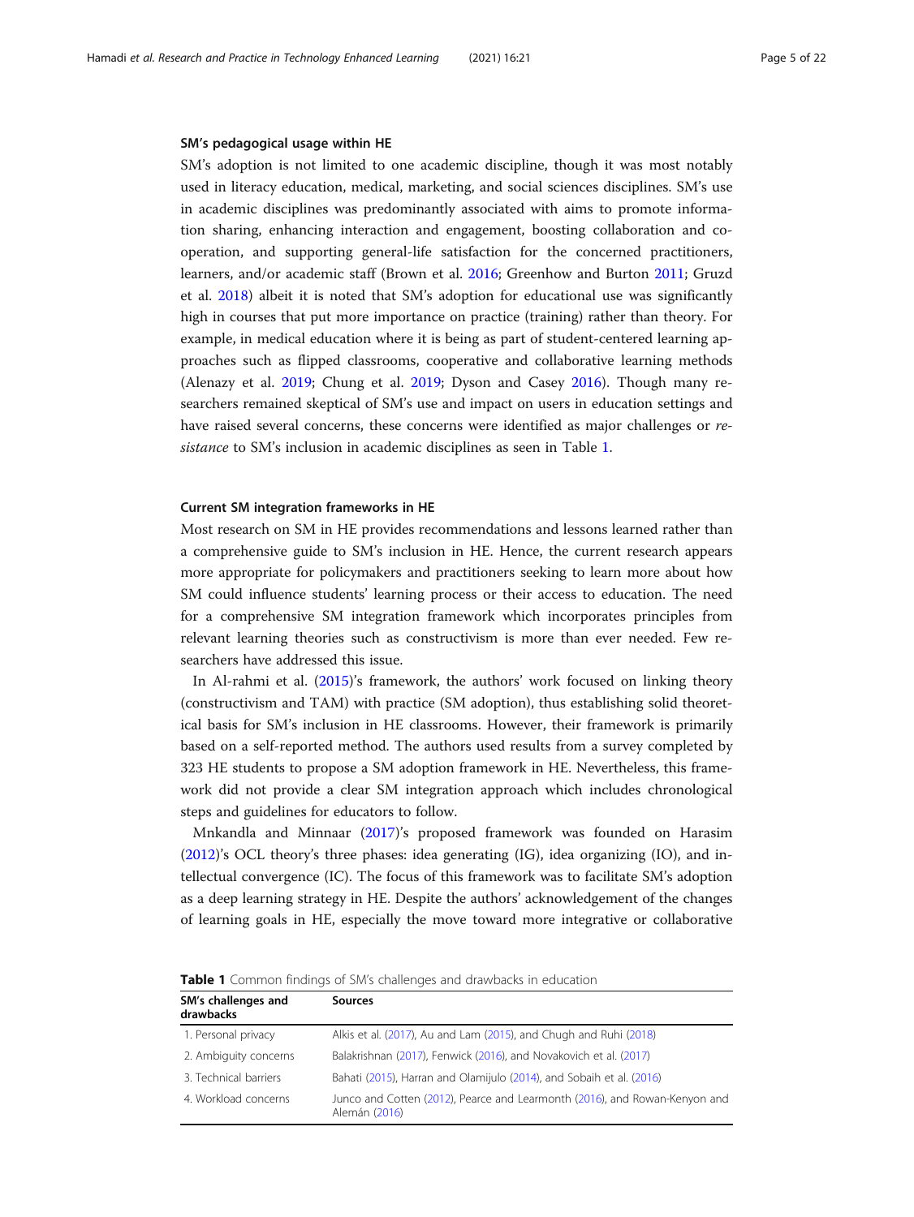### SM's pedagogical usage within HE

SM's adoption is not limited to one academic discipline, though it was most notably used in literacy education, medical, marketing, and social sciences disciplines. SM's use in academic disciplines was predominantly associated with aims to promote information sharing, enhancing interaction and engagement, boosting collaboration and cooperation, and supporting general-life satisfaction for the concerned practitioners, learners, and/or academic staff (Brown et al. 2016; Greenhow and Burton 2011; Gruzd et al. 2018) albeit it is noted that SM's adoption for educational use was significantly high in courses that put more importance on practice (training) rather than theory. For example, in medical education where it is being as part of student-centered learning approaches such as flipped classrooms, cooperative and collaborative learning methods (Alenazy et al. 2019; Chung et al. 2019; Dyson and Casey 2016). Though many researchers remained skeptical of SM's use and impact on users in education settings and have raised several concerns, these concerns were identified as major challenges or *resistance* to SM's inclusion in academic disciplines as seen in Table 1.

### Current SM integration frameworks in HE

Most research on SM in HE provides recommendations and lessons learned rather than a comprehensive guide to SM's inclusion in HE. Hence, the current research appears more appropriate for policymakers and practitioners seeking to learn more about how SM could influence students' learning process or their access to education. The need for a comprehensive SM integration framework which incorporates principles from relevant learning theories such as constructivism is more than ever needed. Few researchers have addressed this issue.

In Al-rahmi et al. (2015)'s framework, the authors' work focused on linking theory (constructivism and TAM) with practice (SM adoption), thus establishing solid theoretical basis for SM's inclusion in HE classrooms. However, their framework is primarily based on a self-reported method. The authors used results from a survey completed by 323 HE students to propose a SM adoption framework in HE. Nevertheless, this framework did not provide a clear SM integration approach which includes chronological steps and guidelines for educators to follow.

Mnkandla and Minnaar (2017)'s proposed framework was founded on Harasim (2012)'s OCL theory's three phases: idea generating (IG), idea organizing (IO), and intellectual convergence (IC). The focus of this framework was to facilitate SM's adoption as a deep learning strategy in HE. Despite the authors' acknowledgement of the changes of learning goals in HE, especially the move toward more integrative or collaborative

**Table 1** Common findings of SM's challenges and drawbacks in education

| SM's challenges and drawbacks | Sources |
|---|---|
| 1. Personal privacy | Alkis et al. (2017), Au and Lam (2015), and Chugh and Ruhi (2018) |
| 2. Ambiguity concerns | Balakrishnan (2017), Fenwick (2016), and Novakovich et al. (2017) |
| 3. Technical barriers | Bahati (2015), Harran and Olamijulo (2014), and Sobaih et al. (2016) |
| 4. Workload concerns | Junco and Cotten (2012), Pearce and Learmonth (2016), and Rowan-Kenyon and Alemán (2016) |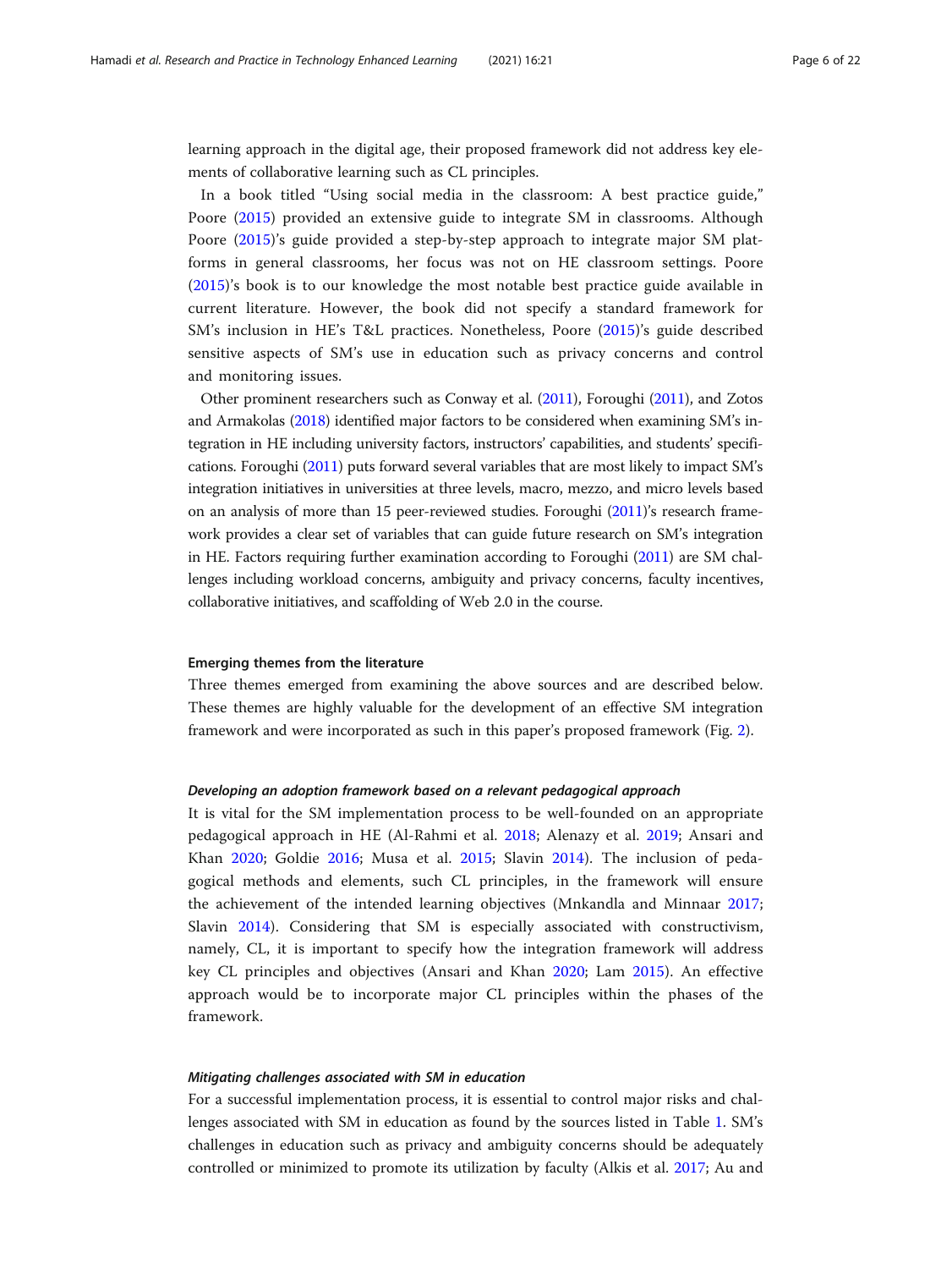learning approach in the digital age, their proposed framework did not address key elements of collaborative learning such as CL principles.

In a book titled "Using social media in the classroom: A best practice guide," Poore (2015) provided an extensive guide to integrate SM in classrooms. Although Poore (2015)'s guide provided a step-by-step approach to integrate major SM platforms in general classrooms, her focus was not on HE classroom settings. Poore (2015)'s book is to our knowledge the most notable best practice guide available in current literature. However, the book did not specify a standard framework for SM's inclusion in HE's T&L practices. Nonetheless, Poore (2015)'s guide described sensitive aspects of SM's use in education such as privacy concerns and control and monitoring issues.

Other prominent researchers such as Conway et al. (2011), Foroughi (2011), and Zotos and Armakolas (2018) identified major factors to be considered when examining SM's integration in HE including university factors, instructors' capabilities, and students' specifications. Foroughi (2011) puts forward several variables that are most likely to impact SM's integration initiatives in universities at three levels, macro, mezzo, and micro levels based on an analysis of more than 15 peer-reviewed studies. Foroughi (2011)'s research framework provides a clear set of variables that can guide future research on SM's integration in HE. Factors requiring further examination according to Foroughi (2011) are SM challenges including workload concerns, ambiguity and privacy concerns, faculty incentives, collaborative initiatives, and scaffolding of Web 2.0 in the course.

### Emerging themes from the literature

Three themes emerged from examining the above sources and are described below. These themes are highly valuable for the development of an effective SM integration framework and were incorporated as such in this paper's proposed framework (Fig. 2).

#### *Developing an adoption framework based on a relevant pedagogical approach*

It is vital for the SM implementation process to be well-founded on an appropriate pedagogical approach in HE (Al-Rahmi et al. 2018; Alenazy et al. 2019; Ansari and Khan 2020; Goldie 2016; Musa et al. 2015; Slavin 2014). The inclusion of pedagogical methods and elements, such CL principles, in the framework will ensure the achievement of the intended learning objectives (Mnkandla and Minnaar 2017; Slavin 2014). Considering that SM is especially associated with constructivism, namely, CL, it is important to specify how the integration framework will address key CL principles and objectives (Ansari and Khan 2020; Lam 2015). An effective approach would be to incorporate major CL principles within the phases of the framework.

#### *Mitigating challenges associated with SM in education*

For a successful implementation process, it is essential to control major risks and challenges associated with SM in education as found by the sources listed in Table 1. SM's challenges in education such as privacy and ambiguity concerns should be adequately controlled or minimized to promote its utilization by faculty (Alkis et al. 2017; Au and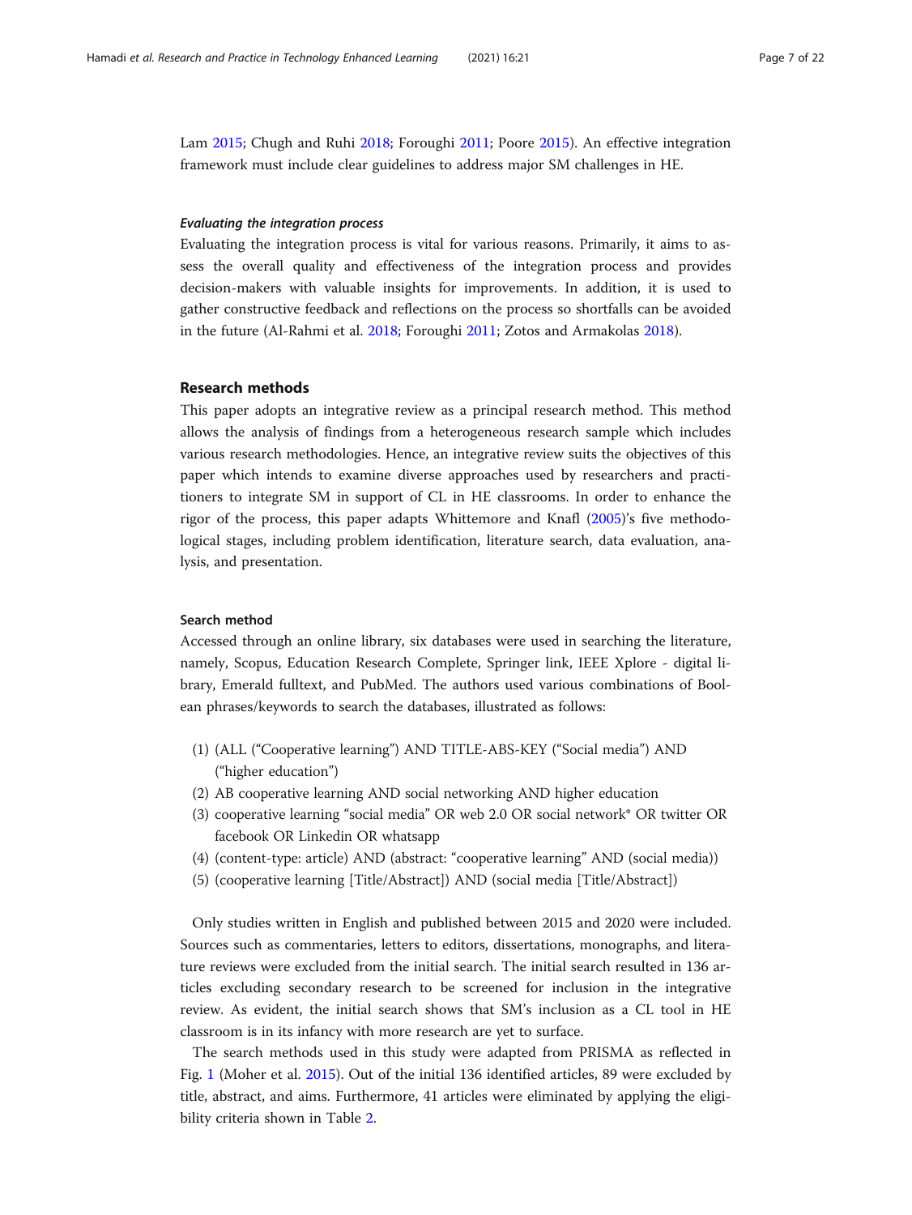Lam 2015; Chugh and Ruhi 2018; Foroughi 2011; Poore 2015). An effective integration framework must include clear guidelines to address major SM challenges in HE.

#### *Evaluating the integration process*

Evaluating the integration process is vital for various reasons. Primarily, it aims to assess the overall quality and effectiveness of the integration process and provides decision-makers with valuable insights for improvements. In addition, it is used to gather constructive feedback and reflections on the process so shortfalls can be avoided in the future (Al-Rahmi et al. 2018; Foroughi 2011; Zotos and Armakolas 2018).

## Research methods

This paper adopts an integrative review as a principal research method. This method allows the analysis of findings from a heterogeneous research sample which includes various research methodologies. Hence, an integrative review suits the objectives of this paper which intends to examine diverse approaches used by researchers and practitioners to integrate SM in support of CL in HE classrooms. In order to enhance the rigor of the process, this paper adapts Whittemore and Knafl (2005)'s five methodological stages, including problem identification, literature search, data evaluation, analysis, and presentation.

### Search method

Accessed through an online library, six databases were used in searching the literature, namely, Scopus, Education Research Complete, Springer link, IEEE Xplore - digital library, Emerald fulltext, and PubMed. The authors used various combinations of Boolean phrases/keywords to search the databases, illustrated as follows:

(1) (ALL ("Cooperative learning") AND TITLE-ABS-KEY ("Social media") AND ("higher education")
(2) AB cooperative learning AND social networking AND higher education
(3) cooperative learning "social media" OR web 2.0 OR social network* OR twitter OR facebook OR Linkedin OR whatsapp
(4) (content-type: article) AND (abstract: "cooperative learning" AND (social media))
(5) (cooperative learning [Title/Abstract]) AND (social media [Title/Abstract])

Only studies written in English and published between 2015 and 2020 were included. Sources such as commentaries, letters to editors, dissertations, monographs, and literature reviews were excluded from the initial search. The initial search resulted in 136 articles excluding secondary research to be screened for inclusion in the integrative review. As evident, the initial search shows that SM's inclusion as a CL tool in HE classroom is in its infancy with more research are yet to surface.

The search methods used in this study were adapted from PRISMA as reflected in Fig. 1 (Moher et al. 2015). Out of the initial 136 identified articles, 89 were excluded by title, abstract, and aims. Furthermore, 41 articles were eliminated by applying the eligibility criteria shown in Table 2.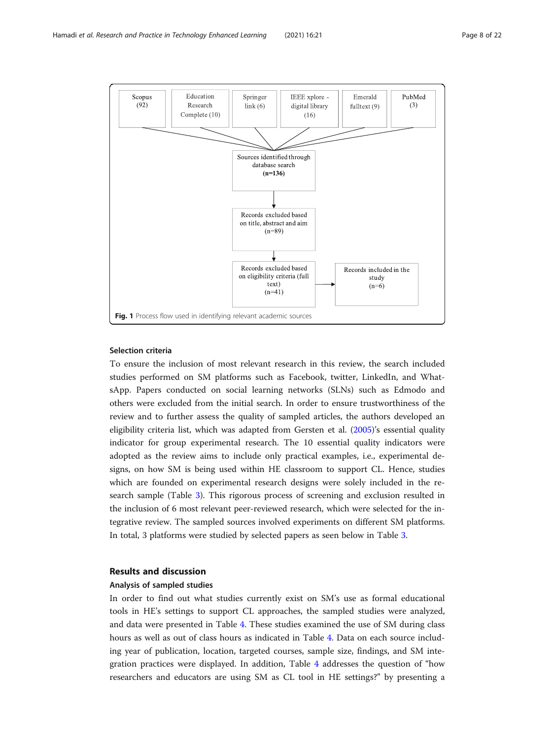Scopus (92) | Education Research Complete (10) | Springer link (6) | IEEE xplore - digital library (16) | Emerald fulltext (9) | PubMed (3)

Sources identified through database search (n=136)

Records excluded based on title, abstract and aim (n=89)

Records excluded based on eligibility criteria (full text) (n=41)

Records included in the study (n=6)

**Fig. 1** Process flow used in identifying relevant academic sources

### Selection criteria

To ensure the inclusion of most relevant research in this review, the search included studies performed on SM platforms such as Facebook, twitter, LinkedIn, and WhatsApp. Papers conducted on social learning networks (SLNs) such as Edmodo and others were excluded from the initial search. In order to ensure trustworthiness of the review and to further assess the quality of sampled articles, the authors developed an eligibility criteria list, which was adapted from Gersten et al. (2005)'s essential quality indicator for group experimental research. The 10 essential quality indicators were adopted as the review aims to include only practical examples, i.e., experimental designs, on how SM is being used within HE classroom to support CL. Hence, studies which are founded on experimental research designs were solely included in the research sample (Table 3). This rigorous process of screening and exclusion resulted in the inclusion of 6 most relevant peer-reviewed research, which were selected for the integrative review. The sampled sources involved experiments on different SM platforms. In total, 3 platforms were studied by selected papers as seen below in Table 3.

## Results and discussion

### Analysis of sampled studies

In order to find out what studies currently exist on SM's use as formal educational tools in HE's settings to support CL approaches, the sampled studies were analyzed, and data were presented in Table 4. These studies examined the use of SM during class hours as well as out of class hours as indicated in Table 4. Data on each source including year of publication, location, targeted courses, sample size, findings, and SM integration practices were displayed. In addition, Table 4 addresses the question of "how researchers and educators are using SM as CL tool in HE settings?" by presenting a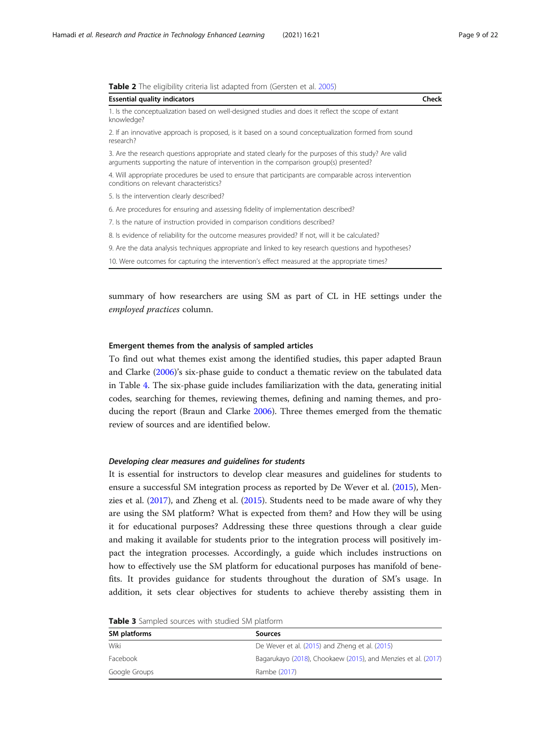**Table 2** The eligibility criteria list adapted from (Gersten et al. 2005)

| Essential quality indicators | Check |
|---|---|
| 1. Is the conceptualization based on well-designed studies and does it reflect the scope of extant knowledge? | |
| 2. If an innovative approach is proposed, is it based on a sound conceptualization formed from sound research? | |
| 3. Are the research questions appropriate and stated clearly for the purposes of this study? Are valid arguments supporting the nature of intervention in the comparison group(s) presented? | |
| 4. Will appropriate procedures be used to ensure that participants are comparable across intervention conditions on relevant characteristics? | |
| 5. Is the intervention clearly described? | |
| 6. Are procedures for ensuring and assessing fidelity of implementation described? | |
| 7. Is the nature of instruction provided in comparison conditions described? | |
| 8. Is evidence of reliability for the outcome measures provided? If not, will it be calculated? | |
| 9. Are the data analysis techniques appropriate and linked to key research questions and hypotheses? | |
| 10. Were outcomes for capturing the intervention's effect measured at the appropriate times? | |

summary of how researchers are using SM as part of CL in HE settings under the *employed practices* column.

### Emergent themes from the analysis of sampled articles

To find out what themes exist among the identified studies, this paper adapted Braun and Clarke (2006)'s six-phase guide to conduct a thematic review on the tabulated data in Table 4. The six-phase guide includes familiarization with the data, generating initial codes, searching for themes, reviewing themes, defining and naming themes, and producing the report (Braun and Clarke 2006). Three themes emerged from the thematic review of sources and are identified below.

#### *Developing clear measures and guidelines for students*

It is essential for instructors to develop clear measures and guidelines for students to ensure a successful SM integration process as reported by De Wever et al. (2015), Menzies et al. (2017), and Zheng et al. (2015). Students need to be made aware of why they are using the SM platform? What is expected from them? and How they will be using it for educational purposes? Addressing these three questions through a clear guide and making it available for students prior to the integration process will positively impact the integration processes. Accordingly, a guide which includes instructions on how to effectively use the SM platform for educational purposes has manifold of benefits. It provides guidance for students throughout the duration of SM's usage. In addition, it sets clear objectives for students to achieve thereby assisting them in

**Table 3** Sampled sources with studied SM platform

| SM platforms | Sources |
|---|---|
| Wiki | De Wever et al. (2015) and Zheng et al. (2015) |
| Facebook | Bagarukayo (2018), Chookaew (2015), and Menzies et al. (2017) |
| Google Groups | Rambe (2017) |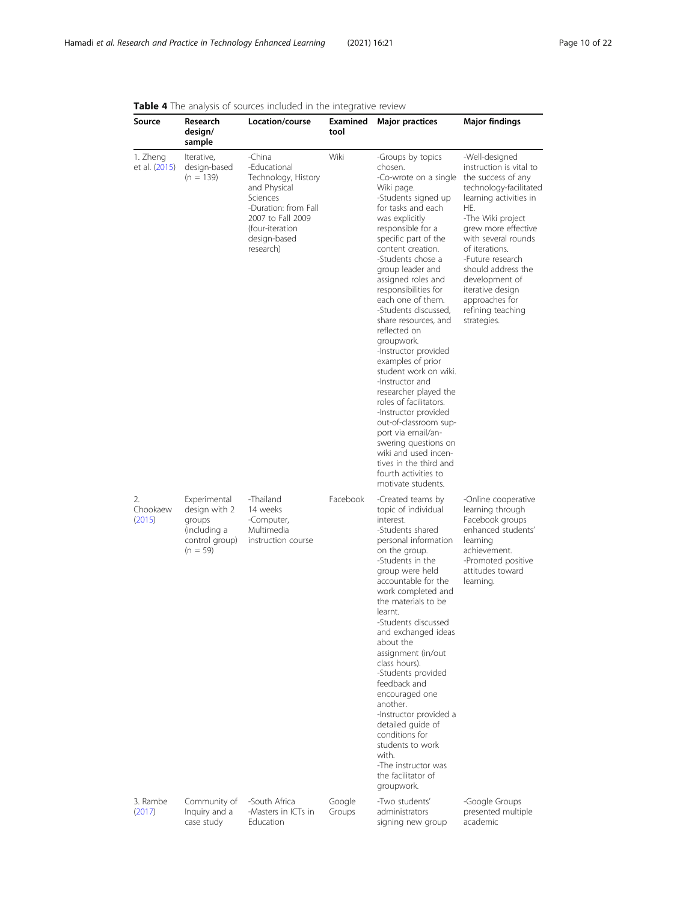**Table 4** The analysis of sources included in the integrative review

| Source | Research design/ sample | Location/course | Examined tool | Major practices | Major findings |
|---|---|---|---|---|---|
| 1. Zheng et al. (2015) | Iterative, design-based (n = 139) | -China<br>-Educational Technology, History and Physical Sciences<br>-Duration: from Fall 2007 to Fall 2009 (four-iteration design-based research) | Wiki | -Groups by topics chosen.<br>-Co-wrote on a single Wiki page.<br>-Students signed up for tasks and each was explicitly responsible for a specific part of the content creation.<br>-Students chose a group leader and assigned roles and responsibilities for each one of them.<br>-Students discussed, share resources, and reflected on groupwork.<br>-Instructor provided examples of prior student work on wiki.<br>-Instructor and researcher played the roles of facilitators.<br>-Instructor provided out-of-classroom support via email/answering questions on wiki and used incentives in the third and fourth activities to motivate students. | -Well-designed instruction is vital to the success of any technology-facilitated learning activities in HE.<br>-The Wiki project grew more effective with several rounds of iterations.<br>-Future research should address the development of iterative design approaches for refining teaching strategies. |
| 2. Chookaew (2015) | Experimental design with 2 groups (including a control group) (n = 59) | -Thailand 14 weeks<br>-Computer, Multimedia instruction course | Facebook | -Created teams by topic of individual interest.<br>-Students shared personal information on the group.<br>-Students in the group were held accountable for the work completed and the materials to be learnt.<br>-Students discussed and exchanged ideas about the assignment (in/out class hours).<br>-Students provided feedback and encouraged one another.<br>-Instructor provided a detailed guide of conditions for students to work with.<br>-The instructor was the facilitator of groupwork. | -Online cooperative learning through Facebook groups enhanced students' learning achievement.<br>-Promoted positive attitudes toward learning. |
| 3. Rambe (2017) | Community of Inquiry and a case study | -South Africa<br>-Masters in ICTs in Education | Google Groups | -Two students' administrators signing new group | -Google Groups presented multiple academic |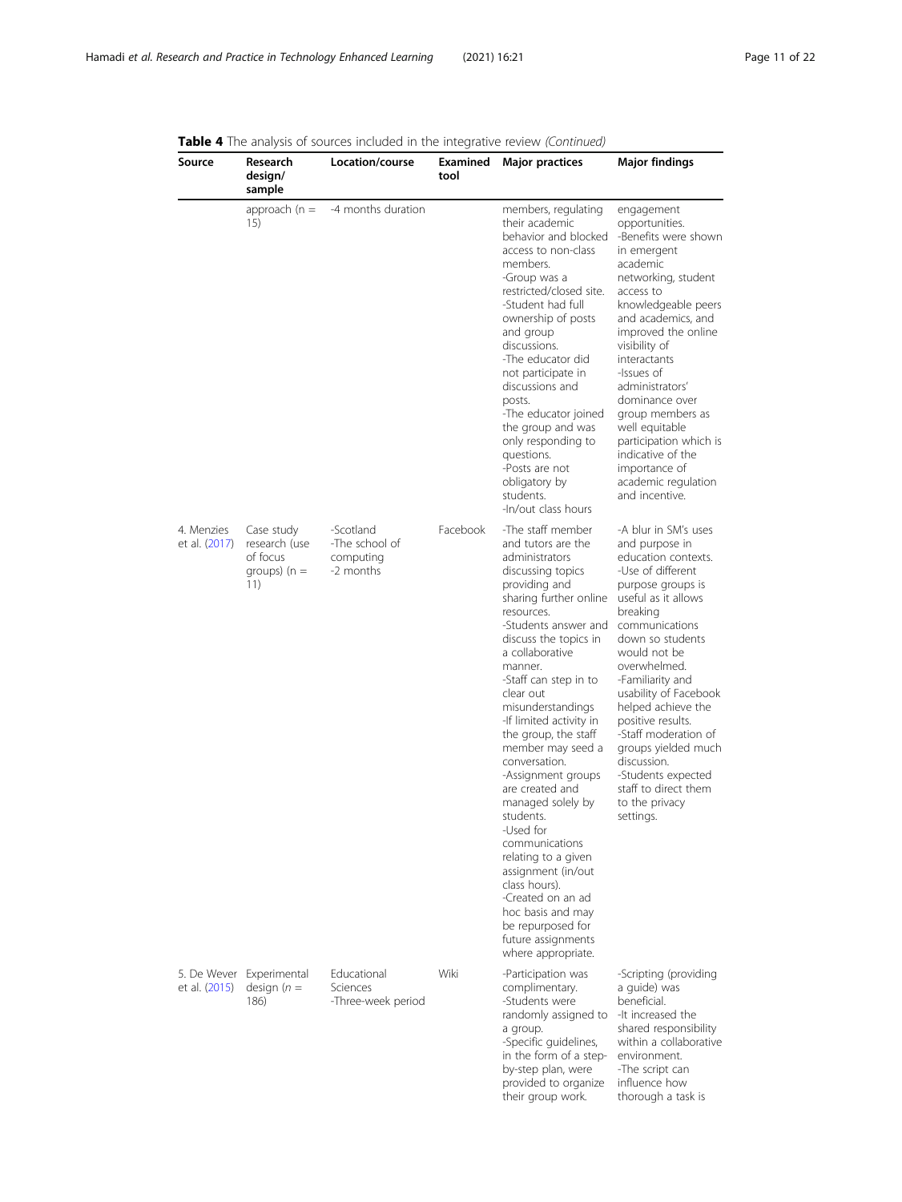**Table 4** The analysis of sources included in the integrative review *(Continued)*

| Source | Research design/ sample | Location/course | Examined tool | Major practices | Major findings |
|---|---|---|---|---|---|
| | approach (n = 15) | -4 months duration | | members, regulating their academic behavior and blocked access to non-class members.<br>-Group was a restricted/closed site.<br>-Student had full ownership of posts and group discussions.<br>-The educator did not participate in discussions and posts.<br>-The educator joined the group and was only responding to questions.<br>-Posts are not obligatory by students.<br>-In/out class hours | engagement opportunities.<br>-Benefits were shown in emergent academic networking, student access to knowledgeable peers and academics, and improved the online visibility of interactants<br>-Issues of administrators' dominance over group members as well equitable participation which is indicative of the importance of academic regulation and incentive. |
| 4. Menzies et al. (2017) | Case study research (use of focus groups) (n = 11) | -Scotland<br>-The school of computing<br>-2 months | Facebook | -The staff member and tutors are the administrators discussing topics providing and sharing further online resources.<br>-Students answer and discuss the topics in a collaborative manner.<br>-Staff can step in to clear out misunderstandings<br>-If limited activity in the group, the staff member may seed a conversation.<br>-Assignment groups are created and managed solely by students.<br>-Used for communications relating to a given assignment (in/out class hours).<br>-Created on an ad hoc basis and may be repurposed for future assignments where appropriate. | -A blur in SM's uses and purpose in education contexts.<br>-Use of different purpose groups is useful as it allows breaking communications down so students would not be overwhelmed.<br>-Familiarity and usability of Facebook helped achieve the positive results.<br>-Staff moderation of groups yielded much discussion.<br>-Students expected staff to direct them to the privacy settings. |
| 5. De Wever et al. (2015) | Experimental design (*n* = 186) | Educational Sciences<br>-Three-week period | Wiki | -Participation was complimentary.<br>-Students were randomly assigned to a group.<br>-Specific guidelines, in the form of a step-by-step plan, were provided to organize their group work. | -Scripting (providing a guide) was beneficial.<br>-It increased the shared responsibility within a collaborative environment.<br>-The script can influence how thorough a task is |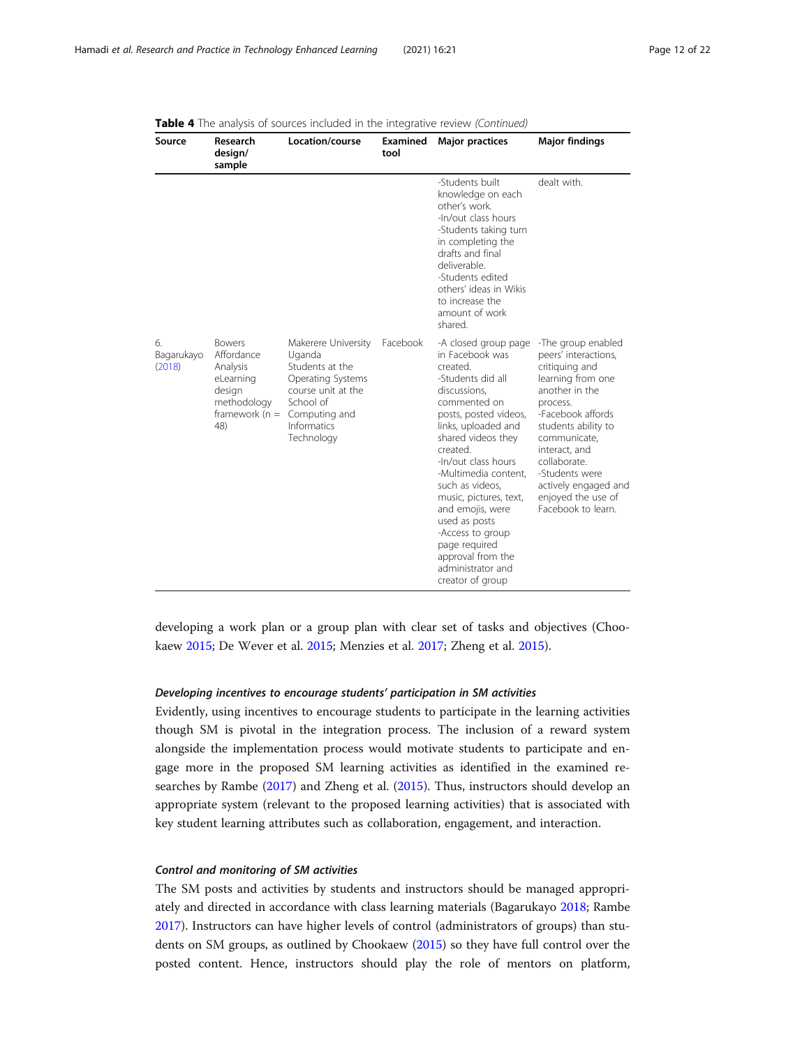**Table 4** The analysis of sources included in the integrative review *(Continued)*

| Source | Research design/ sample | Location/course | Examined tool | Major practices | Major findings |
| --- | --- | --- | --- | --- | --- |
| | | | | -Students built knowledge on each other's work.<br>-In/out class hours<br>-Students taking turn in completing the drafts and final deliverable.<br>-Students edited others' ideas in Wikis to increase the amount of work shared. | dealt with. |
| 6. Bagarukayo (2018) | Bowers Affordance Analysis eLearning design methodology framework (n = 48) | Makerere University Uganda Students at the Operating Systems course unit at the School of Computing and Informatics Technology | Facebook | -A closed group page in Facebook was created.<br>-Students did all discussions, commented on posts, posted videos, links, uploaded and shared videos they created.<br>-In/out class hours<br>-Multimedia content, such as videos, music, pictures, text, and emojis, were used as posts<br>-Access to group page required approval from the administrator and creator of group | -The group enabled peers' interactions, critiquing and learning from one another in the process.<br>-Facebook affords students ability to communicate, interact, and collaborate.<br>-Students were actively engaged and enjoyed the use of Facebook to learn. |

developing a work plan or a group plan with clear set of tasks and objectives (Chookaew 2015; De Wever et al. 2015; Menzies et al. 2017; Zheng et al. 2015).

#### *Developing incentives to encourage students' participation in SM activities*

Evidently, using incentives to encourage students to participate in the learning activities though SM is pivotal in the integration process. The inclusion of a reward system alongside the implementation process would motivate students to participate and engage more in the proposed SM learning activities as identified in the examined researches by Rambe (2017) and Zheng et al. (2015). Thus, instructors should develop an appropriate system (relevant to the proposed learning activities) that is associated with key student learning attributes such as collaboration, engagement, and interaction.

#### *Control and monitoring of SM activities*

The SM posts and activities by students and instructors should be managed appropriately and directed in accordance with class learning materials (Bagarukayo 2018; Rambe 2017). Instructors can have higher levels of control (administrators of groups) than students on SM groups, as outlined by Chookaew (2015) so they have full control over the posted content. Hence, instructors should play the role of mentors on platform,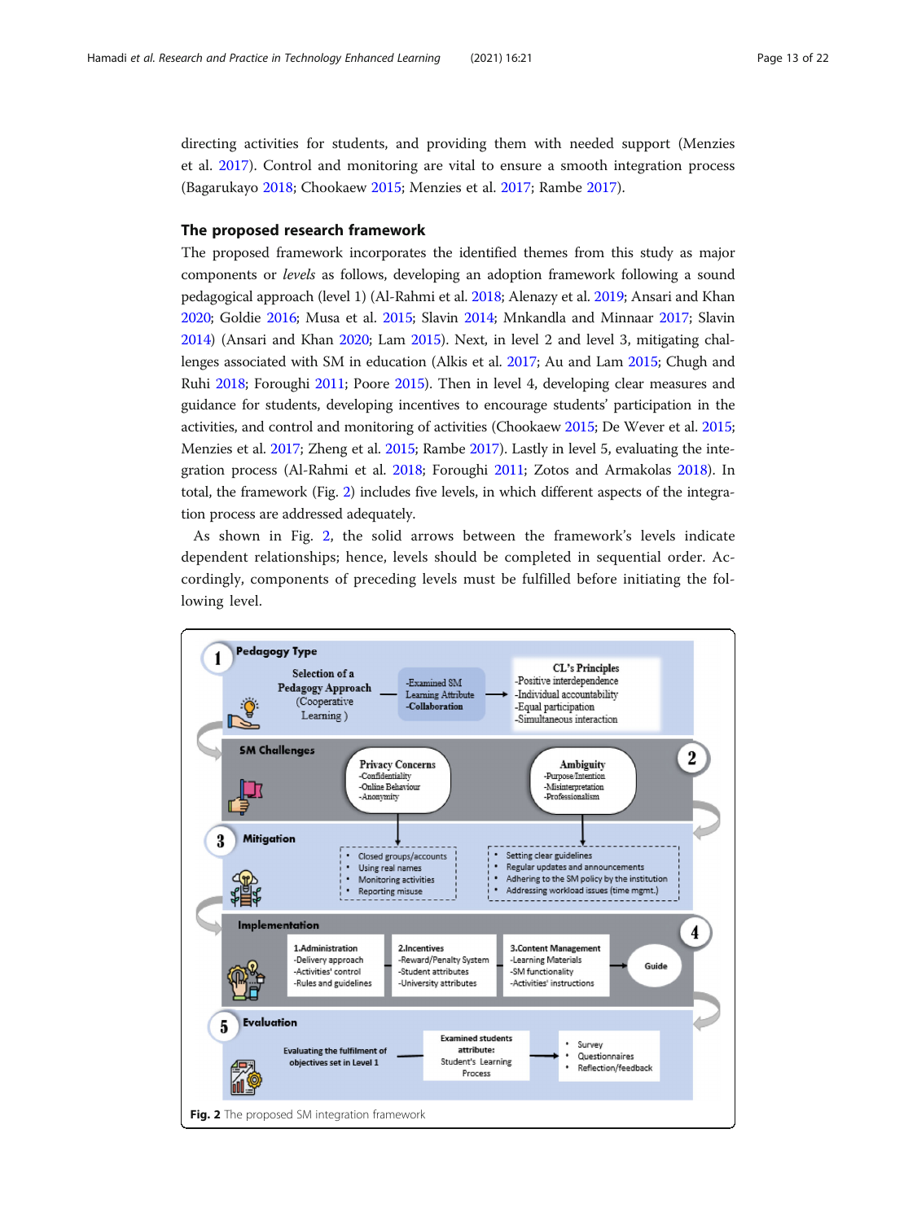directing activities for students, and providing them with needed support (Menzies et al. 2017). Control and monitoring are vital to ensure a smooth integration process (Bagarukayo 2018; Chookaew 2015; Menzies et al. 2017; Rambe 2017).

### The proposed research framework

The proposed framework incorporates the identified themes from this study as major components or *levels* as follows, developing an adoption framework following a sound pedagogical approach (level 1) (Al-Rahmi et al. 2018; Alenazy et al. 2019; Ansari and Khan 2020; Goldie 2016; Musa et al. 2015; Slavin 2014; Mnkandla and Minnaar 2017; Slavin 2014) (Ansari and Khan 2020; Lam 2015). Next, in level 2 and level 3, mitigating challenges associated with SM in education (Alkis et al. 2017; Au and Lam 2015; Chugh and Ruhi 2018; Foroughi 2011; Poore 2015). Then in level 4, developing clear measures and guidance for students, developing incentives to encourage students' participation in the activities, and control and monitoring of activities (Chookaew 2015; De Wever et al. 2015; Menzies et al. 2017; Zheng et al. 2015; Rambe 2017). Lastly in level 5, evaluating the integration process (Al-Rahmi et al. 2018; Foroughi 2011; Zotos and Armakolas 2018). In total, the framework (Fig. 2) includes five levels, in which different aspects of the integration process are addressed adequately.

As shown in Fig. 2, the solid arrows between the framework's levels indicate dependent relationships; hence, levels should be completed in sequential order. Accordingly, components of preceding levels must be fulfilled before initiating the following level.

**1 Pedagogy Type**

Selection of a Pedagogy Approach (Cooperative Learning) — -Examined SM Learning Attribute -Collaboration → CL's Principles: -Positive interdependence -Individual accountability -Equal participation -Simultaneous interaction

**2 SM Challenges**

Privacy Concerns: -Confidentiality -Online Behaviour -Anonymity

Ambiguity: -Purpose/Intention -Misinterpretation -Professionalism

**3 Mitigation**

- Closed groups/accounts
- Using real names
- Monitoring activities
- Reporting misuse

- Setting clear guidelines
- Regular updates and announcements
- Adhering to the SM policy by the institution
- Addressing workload issues (time mgmt.)

**4 Implementation**

1.Administration: -Delivery approach -Activities' control -Rules and guidelines

2.Incentives: -Reward/Penalty System -Student attributes -University attributes

3.Content Management: -Learning Materials -SM functionality -Activities' instructions → Guide

**5 Evaluation**

Evaluating the fulfilment of objectives set in Level 1 — Examined students attribute: Student's Learning Process →

- Survey
- Questionnaires
- Reflection/feedback

**Fig. 2** The proposed SM integration framework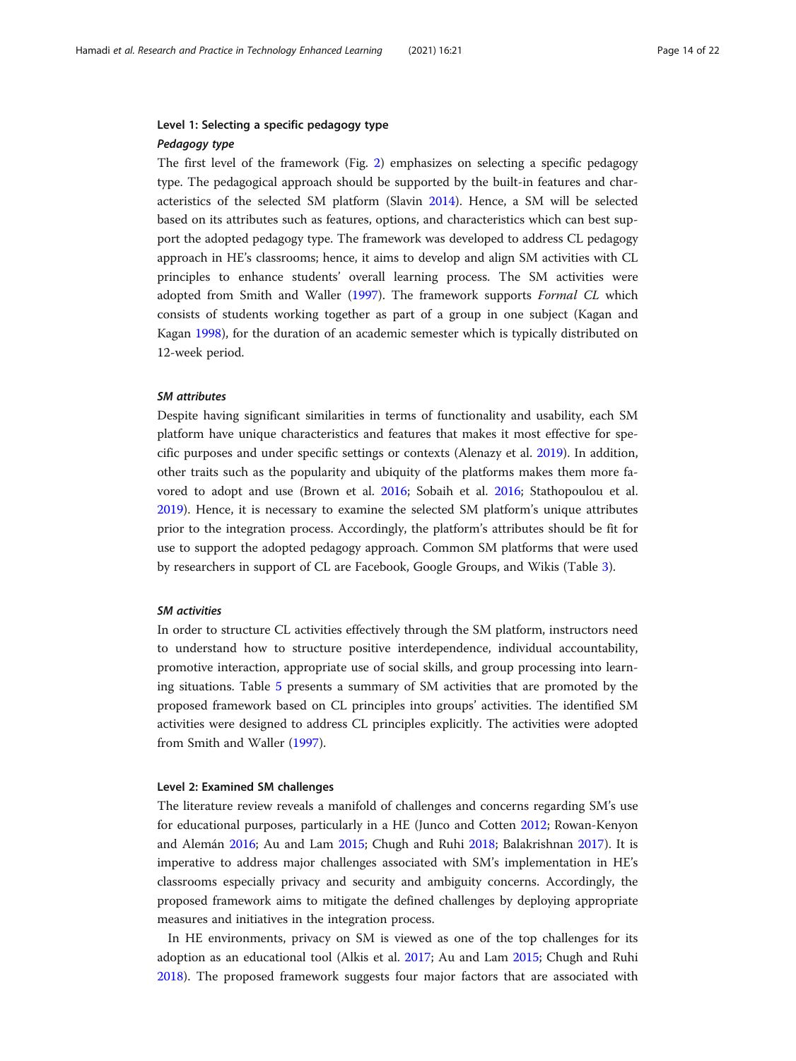### Level 1: Selecting a specific pedagogy type

#### *Pedagogy type*

The first level of the framework (Fig. 2) emphasizes on selecting a specific pedagogy type. The pedagogical approach should be supported by the built-in features and characteristics of the selected SM platform (Slavin 2014). Hence, a SM will be selected based on its attributes such as features, options, and characteristics which can best support the adopted pedagogy type. The framework was developed to address CL pedagogy approach in HE's classrooms; hence, it aims to develop and align SM activities with CL principles to enhance students' overall learning process. The SM activities were adopted from Smith and Waller (1997). The framework supports *Formal CL* which consists of students working together as part of a group in one subject (Kagan and Kagan 1998), for the duration of an academic semester which is typically distributed on 12-week period.

#### *SM attributes*

Despite having significant similarities in terms of functionality and usability, each SM platform have unique characteristics and features that makes it most effective for specific purposes and under specific settings or contexts (Alenazy et al. 2019). In addition, other traits such as the popularity and ubiquity of the platforms makes them more favored to adopt and use (Brown et al. 2016; Sobaih et al. 2016; Stathopoulou et al. 2019). Hence, it is necessary to examine the selected SM platform's unique attributes prior to the integration process. Accordingly, the platform's attributes should be fit for use to support the adopted pedagogy approach. Common SM platforms that were used by researchers in support of CL are Facebook, Google Groups, and Wikis (Table 3).

#### *SM activities*

In order to structure CL activities effectively through the SM platform, instructors need to understand how to structure positive interdependence, individual accountability, promotive interaction, appropriate use of social skills, and group processing into learning situations. Table 5 presents a summary of SM activities that are promoted by the proposed framework based on CL principles into groups' activities. The identified SM activities were designed to address CL principles explicitly. The activities were adopted from Smith and Waller (1997).

### Level 2: Examined SM challenges

The literature review reveals a manifold of challenges and concerns regarding SM's use for educational purposes, particularly in a HE (Junco and Cotten 2012; Rowan-Kenyon and Alemán 2016; Au and Lam 2015; Chugh and Ruhi 2018; Balakrishnan 2017). It is imperative to address major challenges associated with SM's implementation in HE's classrooms especially privacy and security and ambiguity concerns. Accordingly, the proposed framework aims to mitigate the defined challenges by deploying appropriate measures and initiatives in the integration process.

In HE environments, privacy on SM is viewed as one of the top challenges for its adoption as an educational tool (Alkis et al. 2017; Au and Lam 2015; Chugh and Ruhi 2018). The proposed framework suggests four major factors that are associated with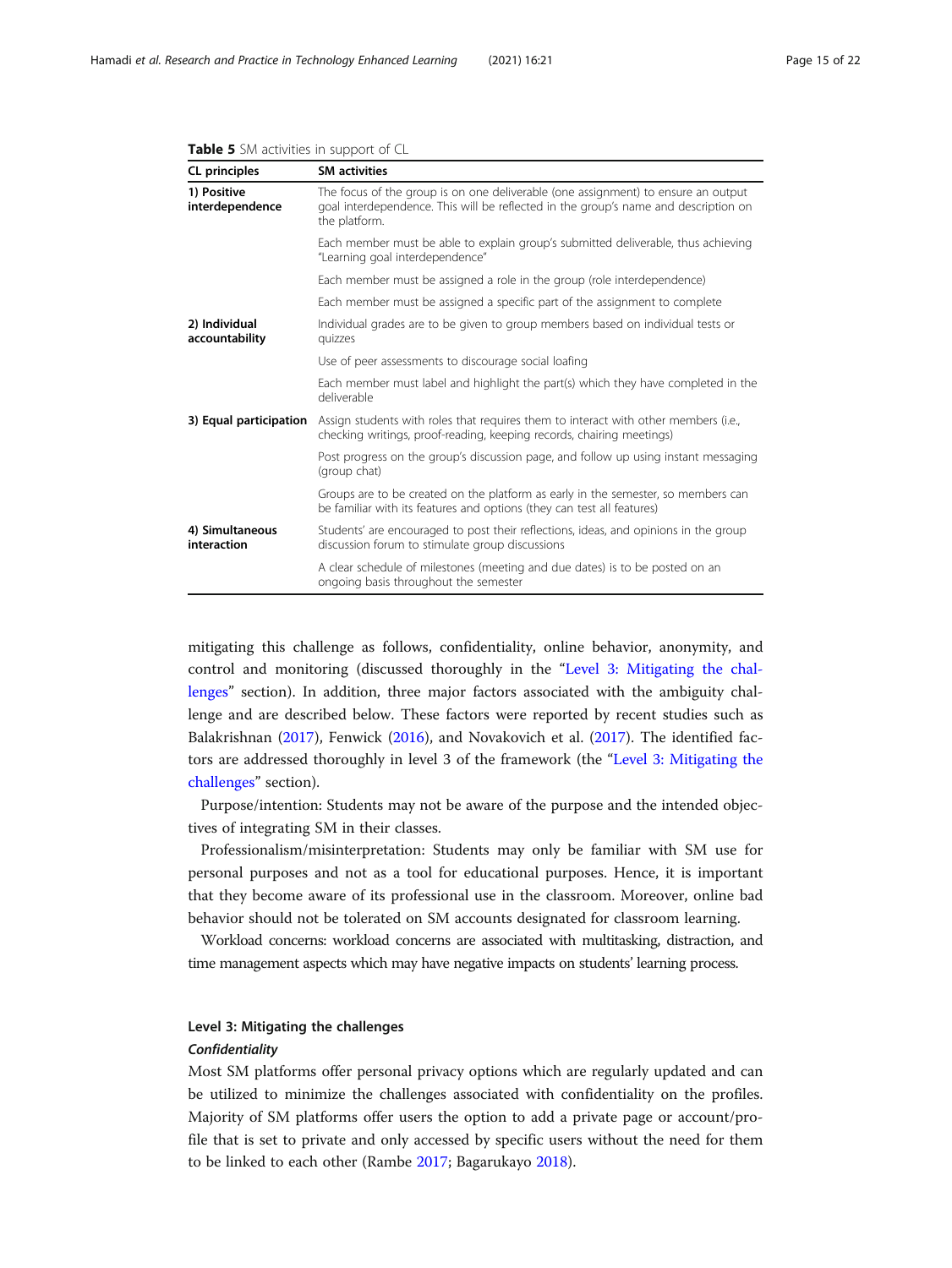**Table 5** SM activities in support of CL

| CL principles | SM activities |
|---|---|
| **1) Positive interdependence** | The focus of the group is on one deliverable (one assignment) to ensure an output goal interdependence. This will be reflected in the group's name and description on the platform. |
| | Each member must be able to explain group's submitted deliverable, thus achieving "Learning goal interdependence" |
| | Each member must be assigned a role in the group (role interdependence) |
| | Each member must be assigned a specific part of the assignment to complete |
| **2) Individual accountability** | Individual grades are to be given to group members based on individual tests or quizzes |
| | Use of peer assessments to discourage social loafing |
| | Each member must label and highlight the part(s) which they have completed in the deliverable |
| **3) Equal participation** | Assign students with roles that requires them to interact with other members (i.e., checking writings, proof-reading, keeping records, chairing meetings) |
| | Post progress on the group's discussion page, and follow up using instant messaging (group chat) |
| | Groups are to be created on the platform as early in the semester, so members can be familiar with its features and options (they can test all features) |
| **4) Simultaneous interaction** | Students' are encouraged to post their reflections, ideas, and opinions in the group discussion forum to stimulate group discussions |
| | A clear schedule of milestones (meeting and due dates) is to be posted on an ongoing basis throughout the semester |

mitigating this challenge as follows, confidentiality, online behavior, anonymity, and control and monitoring (discussed thoroughly in the "Level 3: Mitigating the challenges" section). In addition, three major factors associated with the ambiguity challenge and are described below. These factors were reported by recent studies such as Balakrishnan (2017), Fenwick (2016), and Novakovich et al. (2017). The identified factors are addressed thoroughly in level 3 of the framework (the "Level 3: Mitigating the challenges" section).

Purpose/intention: Students may not be aware of the purpose and the intended objectives of integrating SM in their classes.

Professionalism/misinterpretation: Students may only be familiar with SM use for personal purposes and not as a tool for educational purposes. Hence, it is important that they become aware of its professional use in the classroom. Moreover, online bad behavior should not be tolerated on SM accounts designated for classroom learning.

Workload concerns: workload concerns are associated with multitasking, distraction, and time management aspects which may have negative impacts on students' learning process.

### Level 3: Mitigating the challenges

#### *Confidentiality*

Most SM platforms offer personal privacy options which are regularly updated and can be utilized to minimize the challenges associated with confidentiality on the profiles. Majority of SM platforms offer users the option to add a private page or account/profile that is set to private and only accessed by specific users without the need for them to be linked to each other (Rambe 2017; Bagarukayo 2018).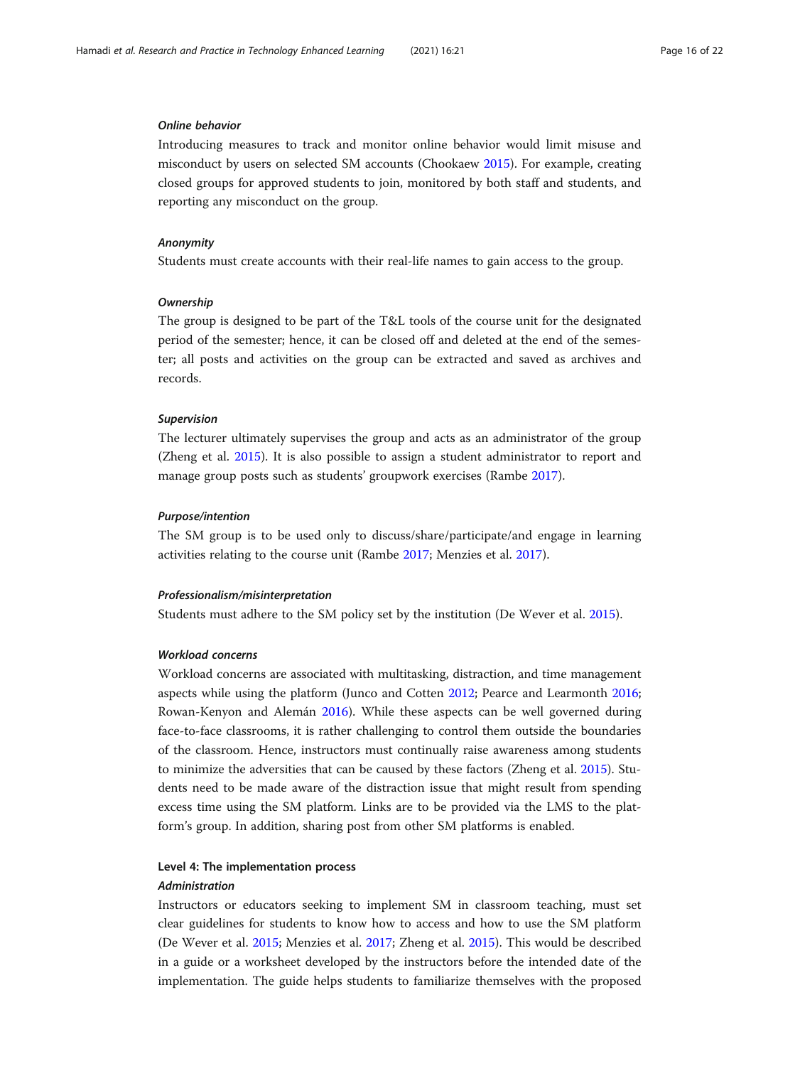#### *Online behavior*

Introducing measures to track and monitor online behavior would limit misuse and misconduct by users on selected SM accounts (Chookaew 2015). For example, creating closed groups for approved students to join, monitored by both staff and students, and reporting any misconduct on the group.

#### *Anonymity*

Students must create accounts with their real-life names to gain access to the group.

#### *Ownership*

The group is designed to be part of the T&L tools of the course unit for the designated period of the semester; hence, it can be closed off and deleted at the end of the semester; all posts and activities on the group can be extracted and saved as archives and records.

#### *Supervision*

The lecturer ultimately supervises the group and acts as an administrator of the group (Zheng et al. 2015). It is also possible to assign a student administrator to report and manage group posts such as students' groupwork exercises (Rambe 2017).

#### *Purpose/intention*

The SM group is to be used only to discuss/share/participate/and engage in learning activities relating to the course unit (Rambe 2017; Menzies et al. 2017).

#### *Professionalism/misinterpretation*

Students must adhere to the SM policy set by the institution (De Wever et al. 2015).

#### *Workload concerns*

Workload concerns are associated with multitasking, distraction, and time management aspects while using the platform (Junco and Cotten 2012; Pearce and Learmonth 2016; Rowan-Kenyon and Alemán 2016). While these aspects can be well governed during face-to-face classrooms, it is rather challenging to control them outside the boundaries of the classroom. Hence, instructors must continually raise awareness among students to minimize the adversities that can be caused by these factors (Zheng et al. 2015). Students need to be made aware of the distraction issue that might result from spending excess time using the SM platform. Links are to be provided via the LMS to the platform's group. In addition, sharing post from other SM platforms is enabled.

### Level 4: The implementation process

#### *Administration*

Instructors or educators seeking to implement SM in classroom teaching, must set clear guidelines for students to know how to access and how to use the SM platform (De Wever et al. 2015; Menzies et al. 2017; Zheng et al. 2015). This would be described in a guide or a worksheet developed by the instructors before the intended date of the implementation. The guide helps students to familiarize themselves with the proposed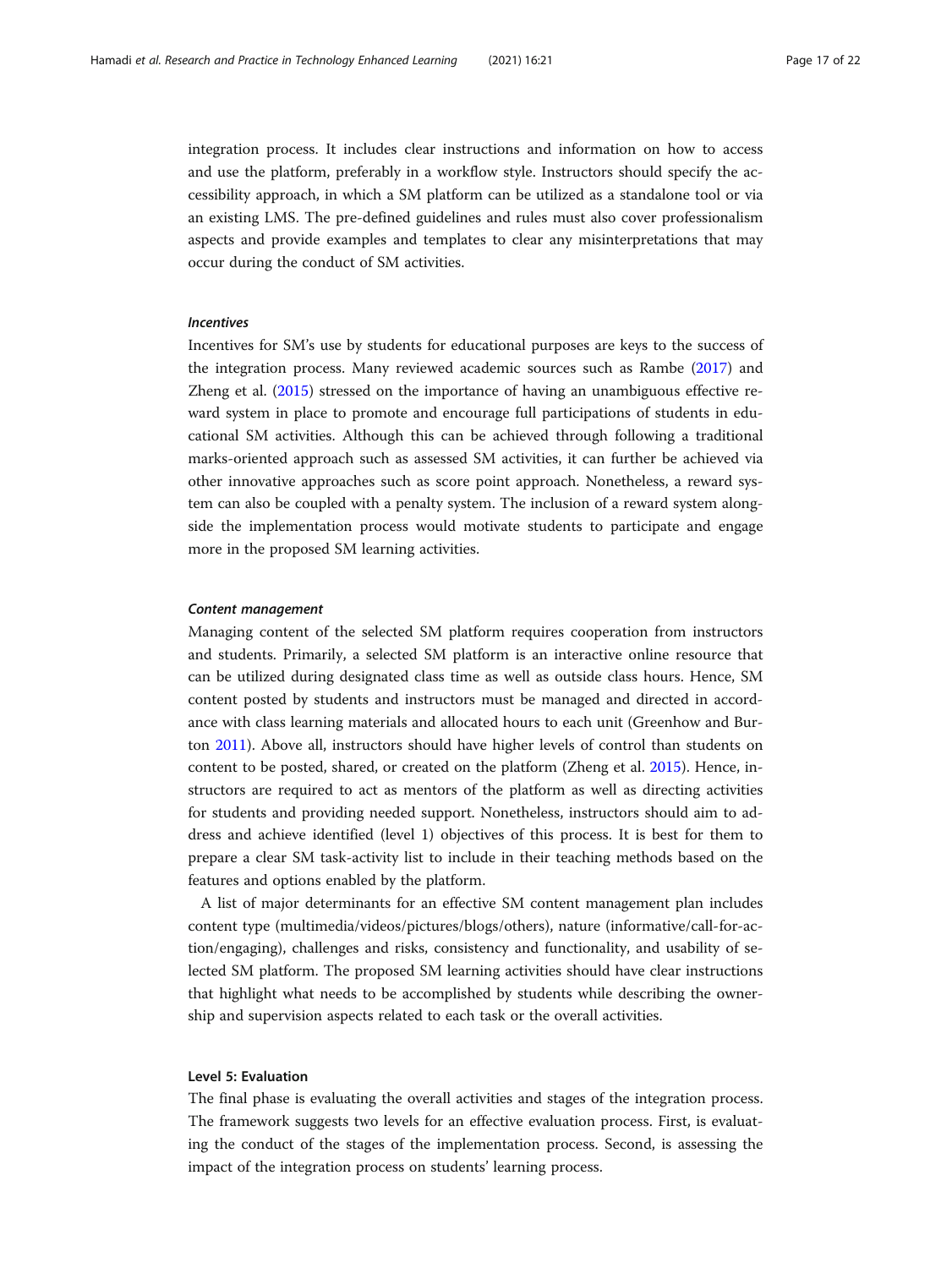integration process. It includes clear instructions and information on how to access and use the platform, preferably in a workflow style. Instructors should specify the accessibility approach, in which a SM platform can be utilized as a standalone tool or via an existing LMS. The pre-defined guidelines and rules must also cover professionalism aspects and provide examples and templates to clear any misinterpretations that may occur during the conduct of SM activities.

#### *Incentives*

Incentives for SM's use by students for educational purposes are keys to the success of the integration process. Many reviewed academic sources such as Rambe (2017) and Zheng et al. (2015) stressed on the importance of having an unambiguous effective reward system in place to promote and encourage full participations of students in educational SM activities. Although this can be achieved through following a traditional marks-oriented approach such as assessed SM activities, it can further be achieved via other innovative approaches such as score point approach. Nonetheless, a reward system can also be coupled with a penalty system. The inclusion of a reward system alongside the implementation process would motivate students to participate and engage more in the proposed SM learning activities.

#### *Content management*

Managing content of the selected SM platform requires cooperation from instructors and students. Primarily, a selected SM platform is an interactive online resource that can be utilized during designated class time as well as outside class hours. Hence, SM content posted by students and instructors must be managed and directed in accordance with class learning materials and allocated hours to each unit (Greenhow and Burton 2011). Above all, instructors should have higher levels of control than students on content to be posted, shared, or created on the platform (Zheng et al. 2015). Hence, instructors are required to act as mentors of the platform as well as directing activities for students and providing needed support. Nonetheless, instructors should aim to address and achieve identified (level 1) objectives of this process. It is best for them to prepare a clear SM task-activity list to include in their teaching methods based on the features and options enabled by the platform.

A list of major determinants for an effective SM content management plan includes content type (multimedia/videos/pictures/blogs/others), nature (informative/call-for-action/engaging), challenges and risks, consistency and functionality, and usability of selected SM platform. The proposed SM learning activities should have clear instructions that highlight what needs to be accomplished by students while describing the ownership and supervision aspects related to each task or the overall activities.

### Level 5: Evaluation

The final phase is evaluating the overall activities and stages of the integration process. The framework suggests two levels for an effective evaluation process. First, is evaluating the conduct of the stages of the implementation process. Second, is assessing the impact of the integration process on students' learning process.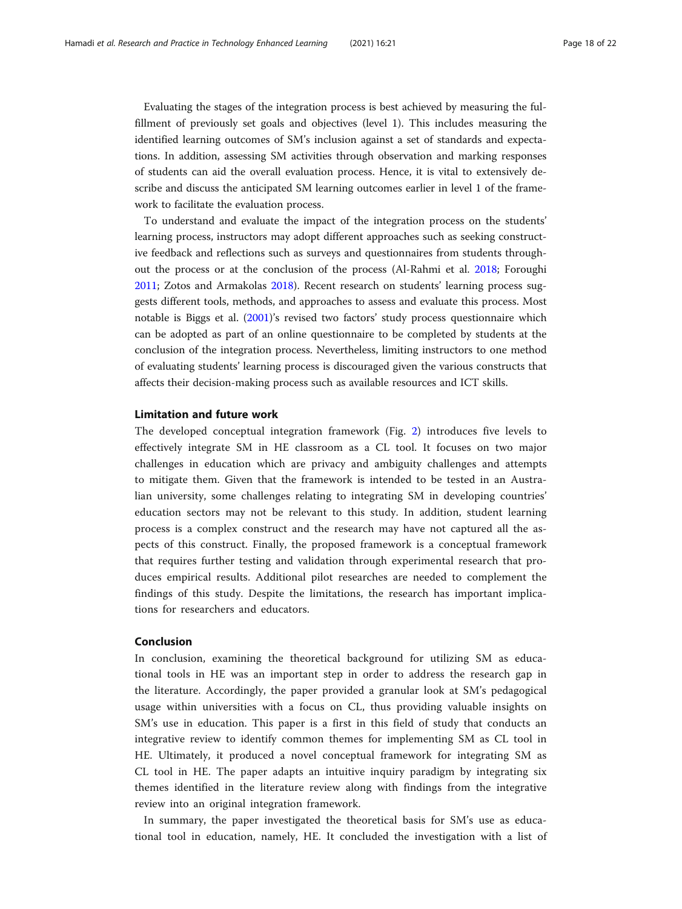Evaluating the stages of the integration process is best achieved by measuring the fulfillment of previously set goals and objectives (level 1). This includes measuring the identified learning outcomes of SM's inclusion against a set of standards and expectations. In addition, assessing SM activities through observation and marking responses of students can aid the overall evaluation process. Hence, it is vital to extensively describe and discuss the anticipated SM learning outcomes earlier in level 1 of the framework to facilitate the evaluation process.

To understand and evaluate the impact of the integration process on the students' learning process, instructors may adopt different approaches such as seeking constructive feedback and reflections such as surveys and questionnaires from students throughout the process or at the conclusion of the process (Al-Rahmi et al. 2018; Foroughi 2011; Zotos and Armakolas 2018). Recent research on students' learning process suggests different tools, methods, and approaches to assess and evaluate this process. Most notable is Biggs et al. (2001)'s revised two factors' study process questionnaire which can be adopted as part of an online questionnaire to be completed by students at the conclusion of the integration process. Nevertheless, limiting instructors to one method of evaluating students' learning process is discouraged given the various constructs that affects their decision-making process such as available resources and ICT skills.

## Limitation and future work

The developed conceptual integration framework (Fig. 2) introduces five levels to effectively integrate SM in HE classroom as a CL tool. It focuses on two major challenges in education which are privacy and ambiguity challenges and attempts to mitigate them. Given that the framework is intended to be tested in an Australian university, some challenges relating to integrating SM in developing countries' education sectors may not be relevant to this study. In addition, student learning process is a complex construct and the research may have not captured all the aspects of this construct. Finally, the proposed framework is a conceptual framework that requires further testing and validation through experimental research that produces empirical results. Additional pilot researches are needed to complement the findings of this study. Despite the limitations, the research has important implications for researchers and educators.

## Conclusion

In conclusion, examining the theoretical background for utilizing SM as educational tools in HE was an important step in order to address the research gap in the literature. Accordingly, the paper provided a granular look at SM's pedagogical usage within universities with a focus on CL, thus providing valuable insights on SM's use in education. This paper is a first in this field of study that conducts an integrative review to identify common themes for implementing SM as CL tool in HE. Ultimately, it produced a novel conceptual framework for integrating SM as CL tool in HE. The paper adapts an intuitive inquiry paradigm by integrating six themes identified in the literature review along with findings from the integrative review into an original integration framework.

In summary, the paper investigated the theoretical basis for SM's use as educational tool in education, namely, HE. It concluded the investigation with a list of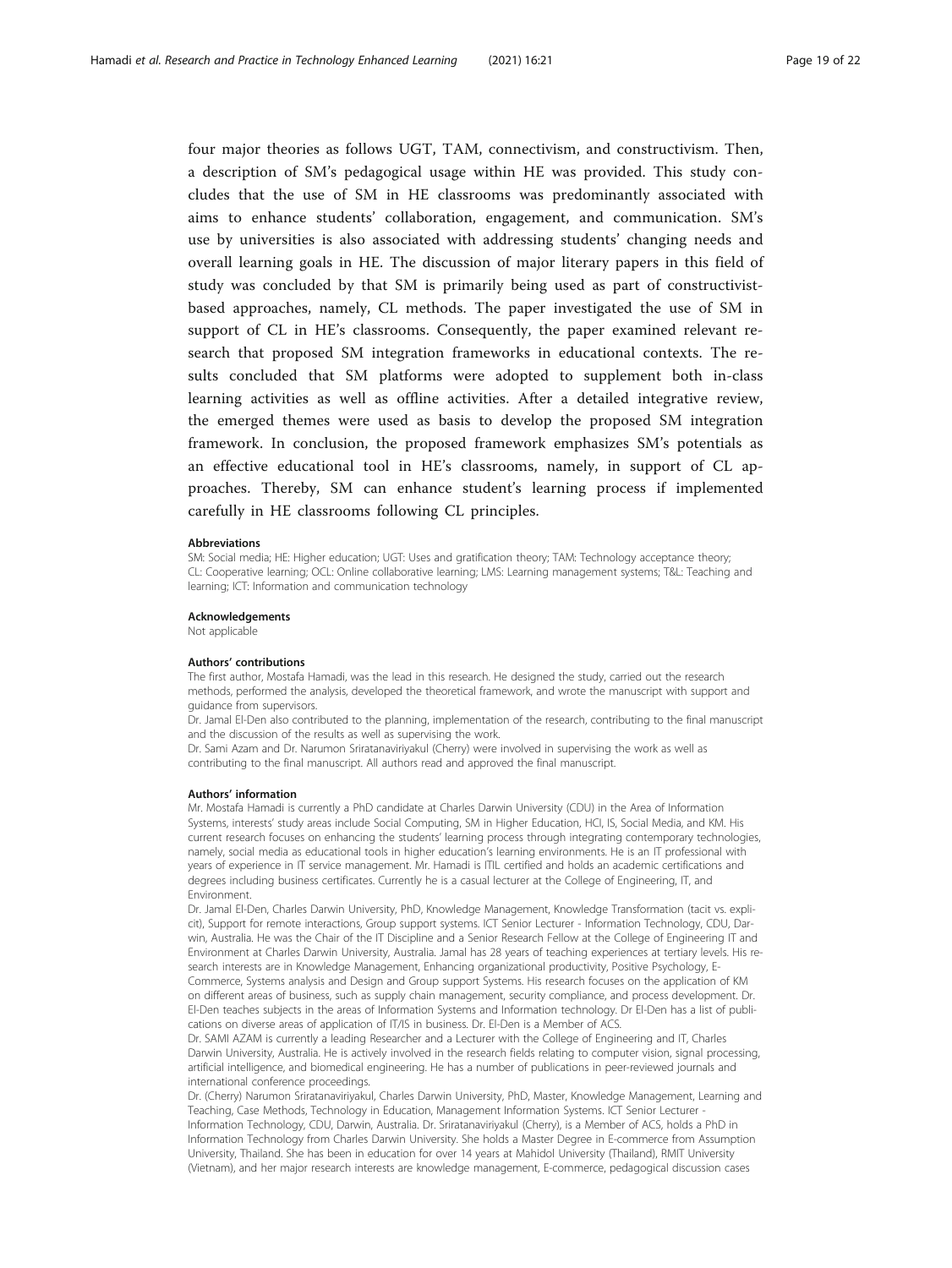four major theories as follows UGT, TAM, connectivism, and constructivism. Then, a description of SM's pedagogical usage within HE was provided. This study concludes that the use of SM in HE classrooms was predominantly associated with aims to enhance students' collaboration, engagement, and communication. SM's use by universities is also associated with addressing students' changing needs and overall learning goals in HE. The discussion of major literary papers in this field of study was concluded by that SM is primarily being used as part of constructivist-based approaches, namely, CL methods. The paper investigated the use of SM in support of CL in HE's classrooms. Consequently, the paper examined relevant research that proposed SM integration frameworks in educational contexts. The results concluded that SM platforms were adopted to supplement both in-class learning activities as well as offline activities. After a detailed integrative review, the emerged themes were used as basis to develop the proposed SM integration framework. In conclusion, the proposed framework emphasizes SM's potentials as an effective educational tool in HE's classrooms, namely, in support of CL approaches. Thereby, SM can enhance student's learning process if implemented carefully in HE classrooms following CL principles.

#### Abbreviations

SM: Social media; HE: Higher education; UGT: Uses and gratification theory; TAM: Technology acceptance theory; CL: Cooperative learning; OCL: Online collaborative learning; LMS: Learning management systems; T&L: Teaching and learning; ICT: Information and communication technology

#### Acknowledgements

Not applicable

#### Authors' contributions

The first author, Mostafa Hamadi, was the lead in this research. He designed the study, carried out the research methods, performed the analysis, developed the theoretical framework, and wrote the manuscript with support and guidance from supervisors.

Dr. Jamal El-Den also contributed to the planning, implementation of the research, contributing to the final manuscript and the discussion of the results as well as supervising the work.

Dr. Sami Azam and Dr. Narumon Sriratanaviriyakul (Cherry) were involved in supervising the work as well as contributing to the final manuscript. All authors read and approved the final manuscript.

#### Authors' information

Mr. Mostafa Hamadi is currently a PhD candidate at Charles Darwin University (CDU) in the Area of Information Systems, interests' study areas include Social Computing, SM in Higher Education, HCI, IS, Social Media, and KM. His current research focuses on enhancing the students' learning process through integrating contemporary technologies, namely, social media as educational tools in higher education's learning environments. He is an IT professional with years of experience in IT service management. Mr. Hamadi is ITIL certified and holds an academic certifications and degrees including business certificates. Currently he is a casual lecturer at the College of Engineering, IT, and Environment.

Dr. Jamal El-Den, Charles Darwin University, PhD, Knowledge Management, Knowledge Transformation (tacit vs. explicit), Support for remote interactions, Group support systems. ICT Senior Lecturer - Information Technology, CDU, Darwin, Australia. He was the Chair of the IT Discipline and a Senior Research Fellow at the College of Engineering IT and Environment at Charles Darwin University, Australia. Jamal has 28 years of teaching experiences at tertiary levels. His research interests are in Knowledge Management, Enhancing organizational productivity, Positive Psychology, E-Commerce, Systems analysis and Design and Group support Systems. His research focuses on the application of KM on different areas of business, such as supply chain management, security compliance, and process development. Dr. El-Den teaches subjects in the areas of Information Systems and Information technology. Dr El-Den has a list of publications on diverse areas of application of IT/IS in business. Dr. El-Den is a Member of ACS.

Dr. SAMI AZAM is currently a leading Researcher and a Lecturer with the College of Engineering and IT, Charles Darwin University, Australia. He is actively involved in the research fields relating to computer vision, signal processing, artificial intelligence, and biomedical engineering. He has a number of publications in peer-reviewed journals and international conference proceedings.

Dr. (Cherry) Narumon Sriratanaviriyakul, Charles Darwin University, PhD, Master, Knowledge Management, Learning and Teaching, Case Methods, Technology in Education, Management Information Systems. ICT Senior Lecturer - Information Technology, CDU, Darwin, Australia. Dr. Sriratanaviriyakul (Cherry), is a Member of ACS, holds a PhD in Information Technology from Charles Darwin University. She holds a Master Degree in E-commerce from Assumption University, Thailand. She has been in education for over 14 years at Mahidol University (Thailand), RMIT University (Vietnam), and her major research interests are knowledge management, E-commerce, pedagogical discussion cases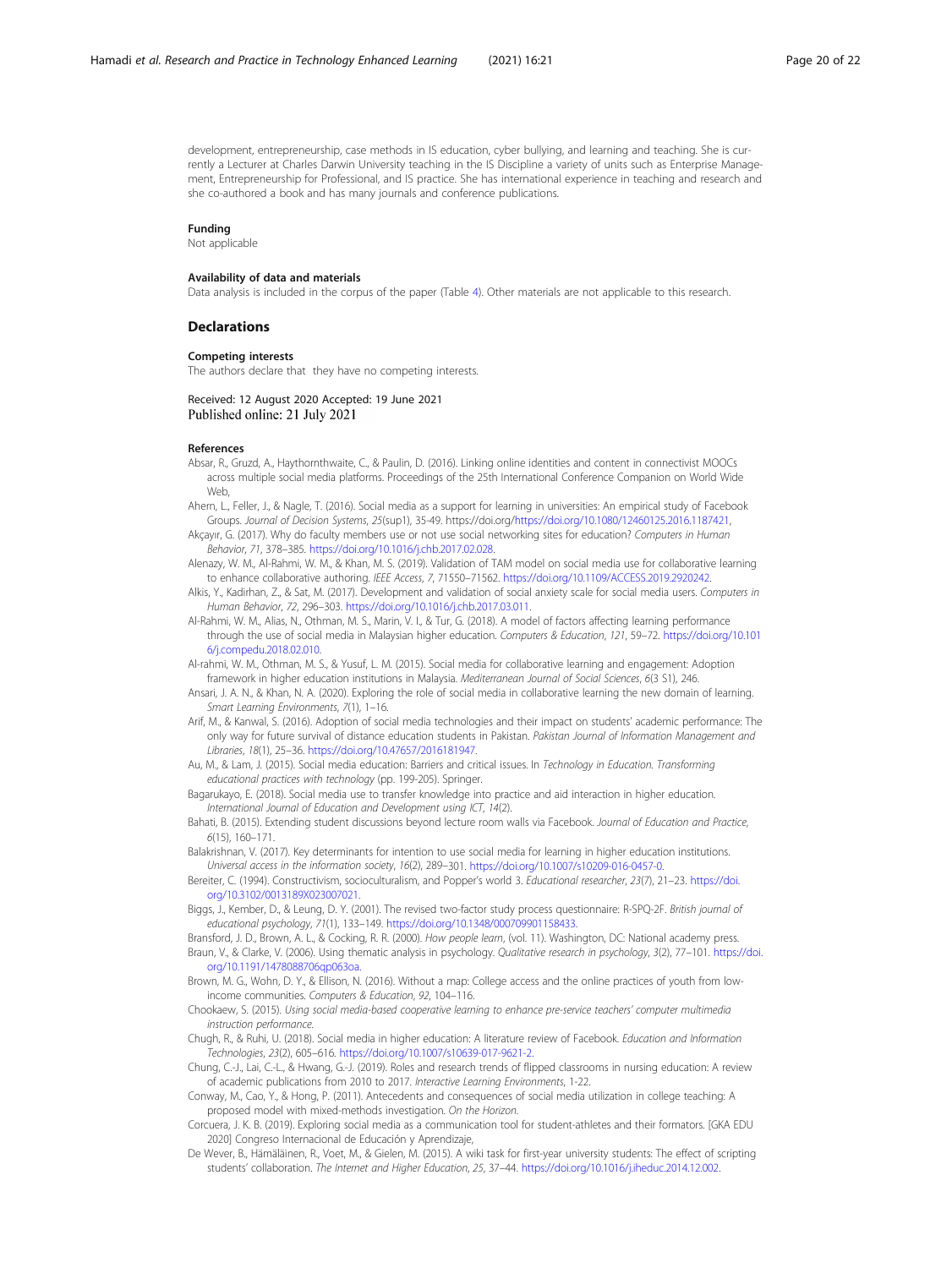development, entrepreneurship, case methods in IS education, cyber bullying, and learning and teaching. She is currently a Lecturer at Charles Darwin University teaching in the IS Discipline a variety of units such as Enterprise Management, Entrepreneurship for Professional, and IS practice. She has international experience in teaching and research and she co-authored a book and has many journals and conference publications.

#### Funding

Not applicable

#### Availability of data and materials

Data analysis is included in the corpus of the paper (Table 4). Other materials are not applicable to this research.

## Declarations

#### Competing interests

The authors declare that they have no competing interests.

Received: 12 August 2020 Accepted: 19 June 2021
Published online: 21 July 2021

#### References

Absar, R., Gruzd, A., Haythornthwaite, C., & Paulin, D. (2016). Linking online identities and content in connectivist MOOCs across multiple social media platforms. Proceedings of the 25th International Conference Companion on World Wide Web,

Ahern, L., Feller, J., & Nagle, T. (2016). Social media as a support for learning in universities: An empirical study of Facebook Groups. *Journal of Decision Systems*, *25*(sup1), 35-49. https://doi.org/https://doi.org/10.1080/12460125.2016.1187421,

Akçayır, G. (2017). Why do faculty members use or not use social networking sites for education? *Computers in Human Behavior*, *71*, 378–385. https://doi.org/10.1016/j.chb.2017.02.028.

Alenazy, W. M., Al-Rahmi, W. M., & Khan, M. S. (2019). Validation of TAM model on social media use for collaborative learning to enhance collaborative authoring. *IEEE Access*, *7*, 71550–71562. https://doi.org/10.1109/ACCESS.2019.2920242.

Alkis, Y., Kadirhan, Z., & Sat, M. (2017). Development and validation of social anxiety scale for social media users. *Computers in Human Behavior*, *72*, 296–303. https://doi.org/10.1016/j.chb.2017.03.011.

Al-Rahmi, W. M., Alias, N., Othman, M. S., Marin, V. I., & Tur, G. (2018). A model of factors affecting learning performance through the use of social media in Malaysian higher education. *Computers & Education*, *121*, 59–72. https://doi.org/10.1016/j.compedu.2018.02.010.

Al-rahmi, W. M., Othman, M. S., & Yusuf, L. M. (2015). Social media for collaborative learning and engagement: Adoption framework in higher education institutions in Malaysia. *Mediterranean Journal of Social Sciences*, *6*(3 S1), 246.

Ansari, J. A. N., & Khan, N. A. (2020). Exploring the role of social media in collaborative learning the new domain of learning. *Smart Learning Environments*, *7*(1), 1–16.

Arif, M., & Kanwal, S. (2016). Adoption of social media technologies and their impact on students' academic performance: The only way for future survival of distance education students in Pakistan. *Pakistan Journal of Information Management and Libraries*, *18*(1), 25–36. https://doi.org/10.47657/2016181947.

Au, M., & Lam, J. (2015). Social media education: Barriers and critical issues. In *Technology in Education. Transforming educational practices with technology* (pp. 199-205). Springer.

Bagarukayo, E. (2018). Social media use to transfer knowledge into practice and aid interaction in higher education. *International Journal of Education and Development using ICT*, *14*(2).

Bahati, B. (2015). Extending student discussions beyond lecture room walls via Facebook. *Journal of Education and Practice*, *6*(15), 160–171.

Balakrishnan, V. (2017). Key determinants for intention to use social media for learning in higher education institutions. *Universal access in the information society*, *16*(2), 289–301. https://doi.org/10.1007/s10209-016-0457-0.

Bereiter, C. (1994). Constructivism, socioculturalism, and Popper's world 3. *Educational researcher*, *23*(7), 21–23. https://doi.org/10.3102/0013189X023007021.

Biggs, J., Kember, D., & Leung, D. Y. (2001). The revised two-factor study process questionnaire: R-SPQ-2F. *British journal of educational psychology*, *71*(1), 133–149. https://doi.org/10.1348/000709901158433.

Bransford, J. D., Brown, A. L., & Cocking, R. R. (2000). *How people learn*, (vol. 11). Washington, DC: National academy press.

Braun, V., & Clarke, V. (2006). Using thematic analysis in psychology. *Qualitative research in psychology*, *3*(2), 77–101. https://doi.org/10.1191/1478088706qp063oa.

Brown, M. G., Wohn, D. Y., & Ellison, N. (2016). Without a map: College access and the online practices of youth from low-income communities. *Computers & Education*, *92*, 104–116.

Chookaew, S. (2015). *Using social media-based cooperative learning to enhance pre-service teachers' computer multimedia instruction performance*.

Chugh, R., & Ruhi, U. (2018). Social media in higher education: A literature review of Facebook. *Education and Information Technologies*, *23*(2), 605–616. https://doi.org/10.1007/s10639-017-9621-2.

Chung, C.-J., Lai, C.-L., & Hwang, G.-J. (2019). Roles and research trends of flipped classrooms in nursing education: A review of academic publications from 2010 to 2017. *Interactive Learning Environments*, 1-22.

Conway, M., Cao, Y., & Hong, P. (2011). Antecedents and consequences of social media utilization in college teaching: A proposed model with mixed-methods investigation. *On the Horizon*.

Corcuera, J. K. B. (2019). Exploring social media as a communication tool for student-athletes and their formators. [GKA EDU 2020] Congreso Internacional de Educación y Aprendizaje,

De Wever, B., Hämäläinen, R., Voet, M., & Gielen, M. (2015). A wiki task for first-year university students: The effect of scripting students' collaboration. *The Internet and Higher Education*, *25*, 37–44. https://doi.org/10.1016/j.iheduc.2014.12.002.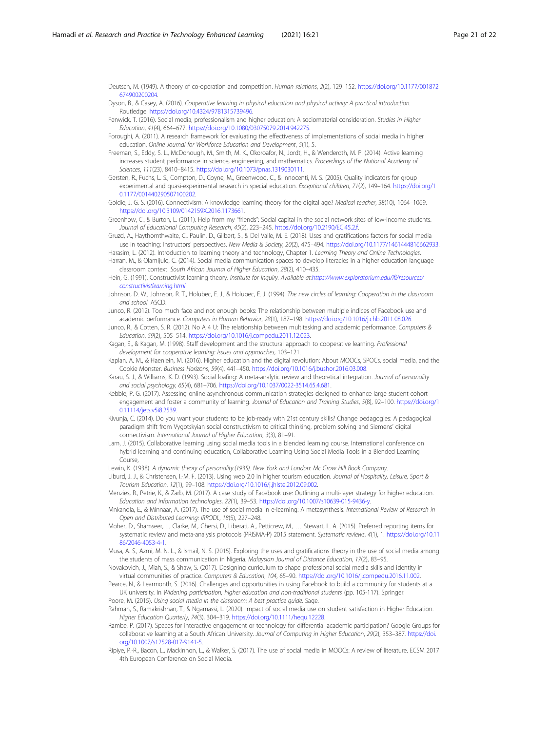Deutsch, M. (1949). A theory of co-operation and competition. *Human relations*, *2*(2), 129–152. https://doi.org/10.1177/001872674900200204.

Dyson, B., & Casey, A. (2016). *Cooperative learning in physical education and physical activity: A practical introduction*. Routledge. https://doi.org/10.4324/9781315739496.

Fenwick, T. (2016). Social media, professionalism and higher education: A sociomaterial consideration. *Studies in Higher Education*, *41*(4), 664–677. https://doi.org/10.1080/03075079.2014.942275.

Foroughi, A. (2011). A research framework for evaluating the effectiveness of implementations of social media in higher education. *Online Journal for Workforce Education and Development*, *5*(1), 5.

Freeman, S., Eddy, S. L., McDonough, M., Smith, M. K., Okoroafor, N., Jordt, H., & Wenderoth, M. P. (2014). Active learning increases student performance in science, engineering, and mathematics. *Proceedings of the National Academy of Sciences*, *111*(23), 8410–8415. https://doi.org/10.1073/pnas.1319030111.

Gersten, R., Fuchs, L. S., Compton, D., Coyne, M., Greenwood, C., & Innocenti, M. S. (2005). Quality indicators for group experimental and quasi-experimental research in special education. *Exceptional children*, *71*(2), 149–164. https://doi.org/10.1177/001440290507100202.

Goldie, J. G. S. (2016). Connectivism: A knowledge learning theory for the digital age? *Medical teacher*, *38*(10), 1064–1069. https://doi.org/10.3109/0142159X.2016.1173661.

Greenhow, C., & Burton, L. (2011). Help from my "friends": Social capital in the social network sites of low-income students. *Journal of Educational Computing Research*, *45*(2), 223–245. https://doi.org/10.2190/EC.45.2.f.

Gruzd, A., Haythornthwaite, C., Paulin, D., Gilbert, S., & Del Valle, M. E. (2018). Uses and gratifications factors for social media use in teaching: Instructors' perspectives. *New Media & Society*, *20*(2), 475–494. https://doi.org/10.1177/1461444816662933.

Harasim, L. (2012). Introduction to learning theory and technology, Chapter 1. *Learning Theory and Online Technologies*.

Harran, M., & Olamijulo, C. (2014). Social media communication spaces to develop literacies in a higher education language classroom context. *South African Journal of Higher Education*, *28*(2), 410–435.

Hein, G. (1991). Constructivist learning theory. *Institute for Inquiry. Available at:https://www.exploratorium.edu/ifi/resources/constructivistlearning.html*.

Johnson, D. W., Johnson, R. T., Holubec, E. J., & Holubec, E. J. (1994). *The new circles of learning: Cooperation in the classroom and school*. ASCD.

Junco, R. (2012). Too much face and not enough books: The relationship between multiple indices of Facebook use and academic performance. *Computers in Human Behavior*, *28*(1), 187–198. https://doi.org/10.1016/j.chb.2011.08.026.

Junco, R., & Cotten, S. R. (2012). No A 4 U: The relationship between multitasking and academic performance. *Computers & Education*, *59*(2), 505–514. https://doi.org/10.1016/j.compedu.2011.12.023.

Kagan, S., & Kagan, M. (1998). Staff development and the structural approach to cooperative learning. *Professional development for cooperative learning: Issues and approaches*, 103–121.

Kaplan, A. M., & Haenlein, M. (2016). Higher education and the digital revolution: About MOOCs, SPOCs, social media, and the Cookie Monster. *Business Horizons*, *59*(4), 441–450. https://doi.org/10.1016/j.bushor.2016.03.008.

Karau, S. J., & Williams, K. D. (1993). Social loafing: A meta-analytic review and theoretical integration. *Journal of personality and social psychology*, *65*(4), 681–706. https://doi.org/10.1037/0022-3514.65.4.681.

Kebble, P. G. (2017). Assessing online asynchronous communication strategies designed to enhance large student cohort engagement and foster a community of learning. *Journal of Education and Training Studies*, *5*(8), 92–100. https://doi.org/10.11114/jets.v5i8.2539.

Kivunja, C. (2014). Do you want your students to be job-ready with 21st century skills? Change pedagogies: A pedagogical paradigm shift from Vygotskyian social constructivism to critical thinking, problem solving and Siemens' digital connectivism. *International Journal of Higher Education*, *3*(3), 81–91.

Lam, J. (2015). Collaborative learning using social media tools in a blended learning course. International conference on hybrid learning and continuing education, Collaborative Learning Using Social Media Tools in a Blended Learning Course,

Lewin, K. (1938). *A dynamic theory of personality.(1935). New York and London: Mc Grow Hill Book Company*.

Liburd, J. J., & Christensen, I.-M. F. (2013). Using web 2.0 in higher tourism education. *Journal of Hospitality, Leisure, Sport & Tourism Education*, *12*(1), 99–108. https://doi.org/10.1016/j.jhlste.2012.09.002.

Menzies, R., Petrie, K., & Zarb, M. (2017). A case study of Facebook use: Outlining a multi-layer strategy for higher education. *Education and information technologies*, *22*(1), 39–53. https://doi.org/10.1007/s10639-015-9436-y.

Mnkandla, E., & Minnaar, A. (2017). The use of social media in e-learning: A metasynthesis. *International Review of Research in Open and Distributed Learning: IRRODL*, *18*(5), 227–248.

Moher, D., Shamseer, L., Clarke, M., Ghersi, D., Liberati, A., Petticrew, M., … Stewart, L. A. (2015). Preferred reporting items for systematic review and meta-analysis protocols (PRISMA-P) 2015 statement. *Systematic reviews*, *4*(1), 1. https://doi.org/10.1186/2046-4053-4-1.

Musa, A. S., Azmi, M. N. L., & Ismail, N. S. (2015). Exploring the uses and gratifications theory in the use of social media among the students of mass communication in Nigeria. *Malaysian Journal of Distance Education*, *17*(2), 83–95.

Novakovich, J., Miah, S., & Shaw, S. (2017). Designing curriculum to shape professional social media skills and identity in virtual communities of practice. *Computers & Education*, *104*, 65–90. https://doi.org/10.1016/j.compedu.2016.11.002.

Pearce, N., & Learmonth, S. (2016). Challenges and opportunities in using Facebook to build a community for students at a UK university. In *Widening participation, higher education and non-traditional students* (pp. 105-117). Springer.

Poore, M. (2015). *Using social media in the classroom: A best practice guide*. Sage.

Rahman, S., Ramakrishnan, T., & Ngamassi, L. (2020). Impact of social media use on student satisfaction in Higher Education. *Higher Education Quarterly*, *74*(3), 304–319. https://doi.org/10.1111/hequ.12228.

Rambe, P. (2017). Spaces for interactive engagement or technology for differential academic participation? Google Groups for collaborative learning at a South African University. *Journal of Computing in Higher Education*, *29*(2), 353–387. https://doi.org/10.1007/s12528-017-9141-5.

Ripiye, P.-R., Bacon, L., Mackinnon, L., & Walker, S. (2017). The use of social media in MOOCs: A review of literature. ECSM 2017 4th European Conference on Social Media.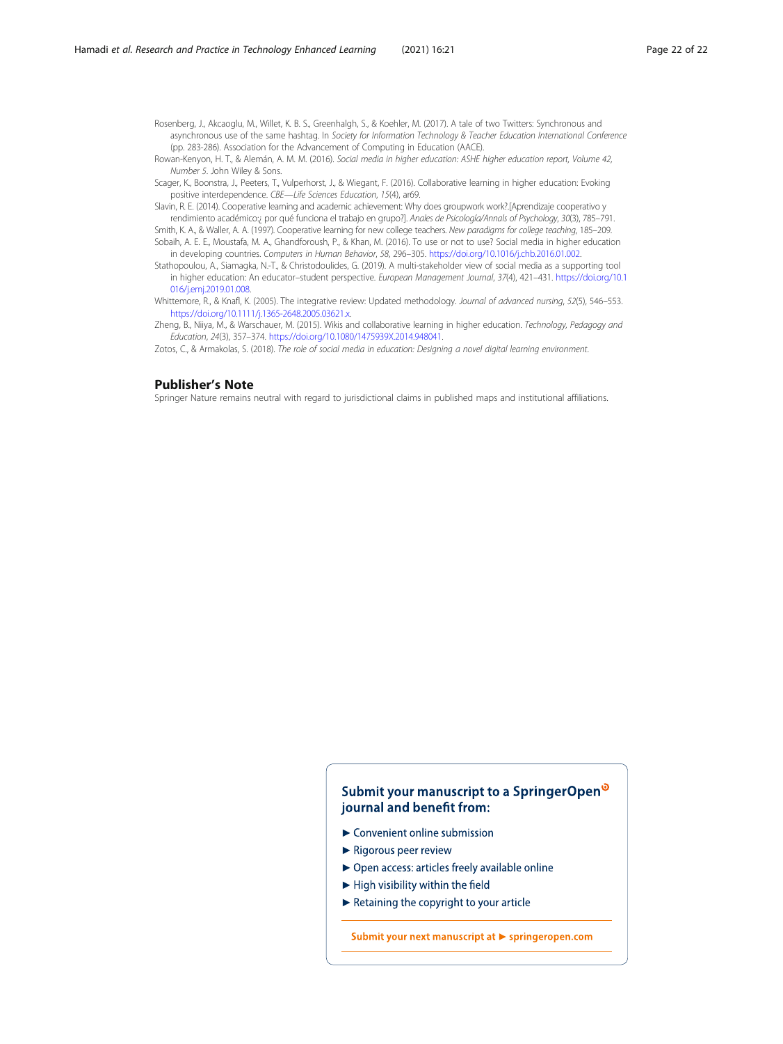Rosenberg, J., Akcaoglu, M., Willet, K. B. S., Greenhalgh, S., & Koehler, M. (2017). A tale of two Twitters: Synchronous and asynchronous use of the same hashtag. In *Society for Information Technology & Teacher Education International Conference* (pp. 283-286). Association for the Advancement of Computing in Education (AACE).

Rowan-Kenyon, H. T., & Alemán, A. M. M. (2016). *Social media in higher education: ASHE higher education report, Volume 42, Number 5*. John Wiley & Sons.

Scager, K., Boonstra, J., Peeters, T., Vulperhorst, J., & Wiegant, F. (2016). Collaborative learning in higher education: Evoking positive interdependence. *CBE—Life Sciences Education*, *15*(4), ar69.

Slavin, R. E. (2014). Cooperative learning and academic achievement: Why does groupwork work?.[Aprendizaje cooperativo y rendimiento académico:¿ por qué funciona el trabajo en grupo?]. *Anales de Psicología/Annals of Psychology*, *30*(3), 785–791.

Smith, K. A., & Waller, A. A. (1997). Cooperative learning for new college teachers. *New paradigms for college teaching*, 185–209.

Sobaih, A. E. E., Moustafa, M. A., Ghandforoush, P., & Khan, M. (2016). To use or not to use? Social media in higher education in developing countries. *Computers in Human Behavior*, *58*, 296–305. https://doi.org/10.1016/j.chb.2016.01.002.

Stathopoulou, A., Siamagka, N.-T., & Christodoulides, G. (2019). A multi-stakeholder view of social media as a supporting tool in higher education: An educator–student perspective. *European Management Journal*, *37*(4), 421–431. https://doi.org/10.1016/j.emj.2019.01.008.

Whittemore, R., & Knafl, K. (2005). The integrative review: Updated methodology. *Journal of advanced nursing*, *52*(5), 546–553. https://doi.org/10.1111/j.1365-2648.2005.03621.x.

Zheng, B., Niiya, M., & Warschauer, M. (2015). Wikis and collaborative learning in higher education. *Technology, Pedagogy and Education*, *24*(3), 357–374. https://doi.org/10.1080/1475939X.2014.948041.

Zotos, C., & Armakolas, S. (2018). *The role of social media in education: Designing a novel digital learning environment*.

## Publisher's Note

Springer Nature remains neutral with regard to jurisdictional claims in published maps and institutional affiliations.

**Submit your manuscript to a SpringerOpen journal and benefit from:**

- ► Convenient online submission
- ► Rigorous peer review
- ► Open access: articles freely available online
- ► High visibility within the field
- ► Retaining the copyright to your article

**Submit your next manuscript at ► springeropen.com**